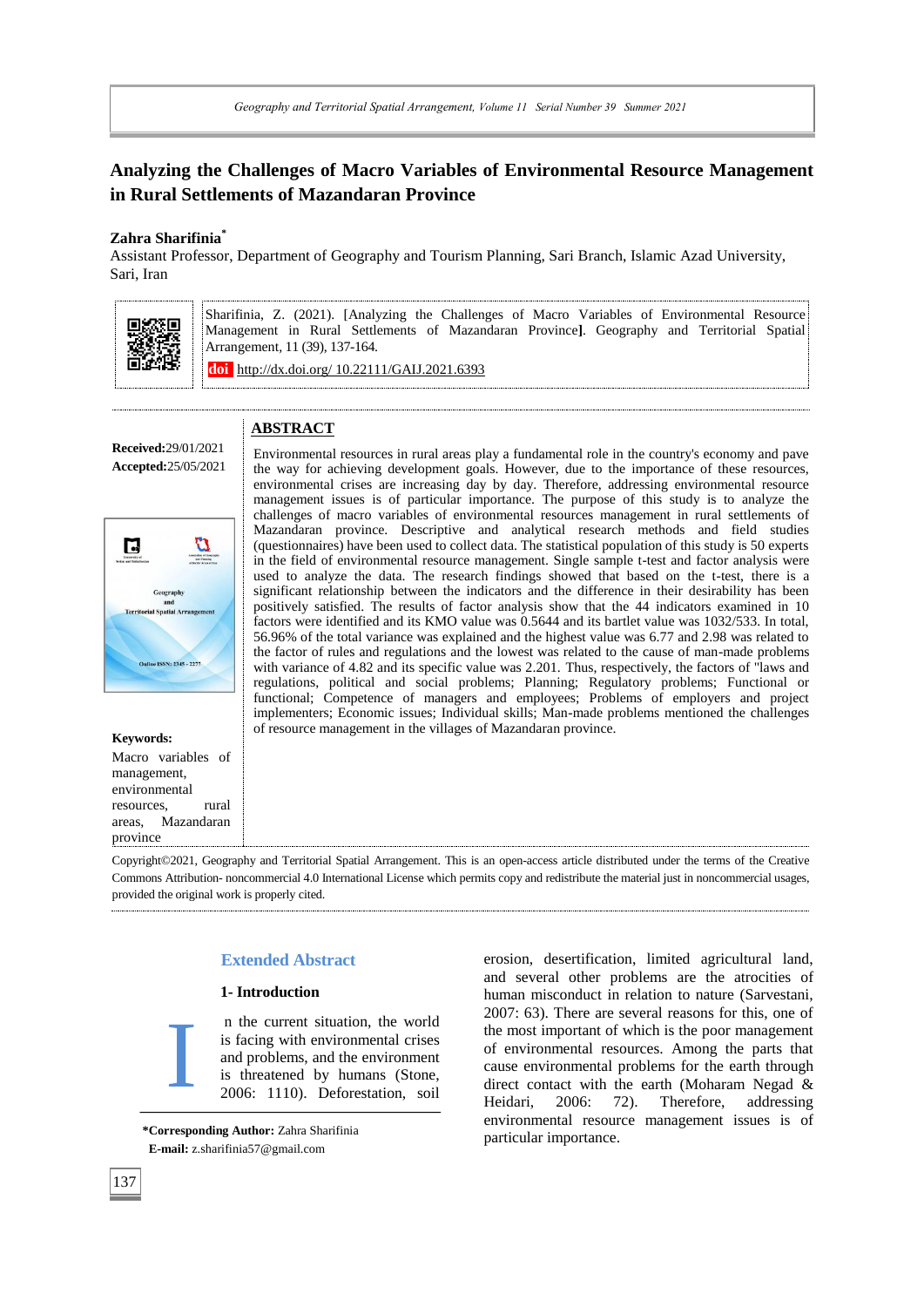# Analyzing the Challenges of Macro Variables of Environmental Resource Management in Rural Settlements of Mazandaran Province

**Zahra Sharifinia***

Assistant Professor, Department of Geography and Tourism Planning, Sari Branch, Islamic Azad University, Sari, Iran

Sharifinia, Z. (2021). [Analyzing the Challenges of Macro Variables of Environmental Resource Management in Rural Settlements of Mazandaran Province]. Geography and Territorial Spatial Arrangement, 11 (39), 137-164.

doi http://dx.doi.org/ 10.22111/GAIJ.2021.6393

**Received:** 29/01/2021
**Accepted:** 25/05/2021

## ABSTRACT

Environmental resources in rural areas play a fundamental role in the country's economy and pave the way for achieving development goals. However, due to the importance of these resources, environmental crises are increasing day by day. Therefore, addressing environmental resource management issues is of particular importance. The purpose of this study is to analyze the challenges of macro variables of environmental resources management in rural settlements of Mazandaran province. Descriptive and analytical research methods and field studies (questionnaires) have been used to collect data. The statistical population of this study is 50 experts in the field of environmental resource management. Single sample t-test and factor analysis were used to analyze the data. The research findings showed that based on the t-test, there is a significant relationship between the indicators and the difference in their desirability has been positively satisfied. The results of factor analysis show that the 44 indicators examined in 10 factors were identified and its KMO value was 0.5644 and its bartlet value was 1032/533. In total, 56.96% of the total variance was explained and the highest value was 6.77 and 2.98 was related to the factor of rules and regulations and the lowest was related to the cause of man-made problems with variance of 4.82 and its specific value was 2.201. Thus, respectively, the factors of "laws and regulations, political and social problems; Planning; Regulatory problems; Functional or functional; Competence of managers and employees; Problems of employers and project implementers; Economic issues; Individual skills; Man-made problems mentioned the challenges of resource management in the villages of Mazandaran province.

**Keywords:**
Macro variables of management, environmental resources, rural areas, Mazandaran province

Copyright©2021, Geography and Territorial Spatial Arrangement. This is an open-access article distributed under the terms of the Creative Commons Attribution- noncommercial 4.0 International License which permits copy and redistribute the material just in noncommercial usages, provided the original work is properly cited.

## Extended Abstract

### 1- Introduction

In the current situation, the world is facing with environmental crises and problems, and the environment is threatened by humans (Stone, 2006: 1110). Deforestation, soil erosion, desertification, limited agricultural land, and several other problems are the atrocities of human misconduct in relation to nature (Sarvestani, 2007: 63). There are several reasons for this, one of the most important of which is the poor management of environmental resources. Among the parts that cause environmental problems for the earth through direct contact with the earth (Moharam Negad & Heidari, 2006: 72). Therefore, addressing environmental resource management issues is of particular importance.

***Corresponding Author:** Zahra Sharifinia
**E-mail:** z.sharifinia57@gmail.com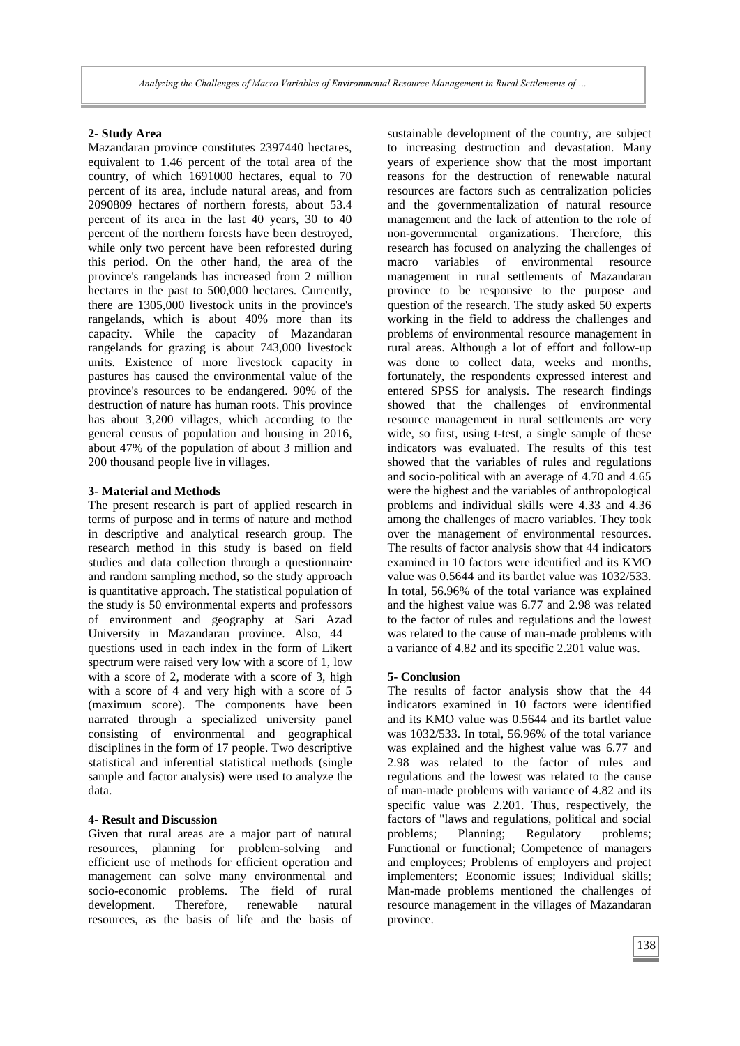## 2- Study Area

Mazandaran province constitutes 2397440 hectares, equivalent to 1.46 percent of the total area of the country, of which 1691000 hectares, equal to 70 percent of its area, include natural areas, and from 2090809 hectares of northern forests, about 53.4 percent of its area in the last 40 years, 30 to 40 percent of the northern forests have been destroyed, while only two percent have been reforested during this period. On the other hand, the area of the province's rangelands has increased from 2 million hectares in the past to 500,000 hectares. Currently, there are 1305,000 livestock units in the province's rangelands, which is about 40% more than its capacity. While the capacity of Mazandaran rangelands for grazing is about 743,000 livestock units. Existence of more livestock capacity in pastures has caused the environmental value of the province's resources to be endangered. 90% of the destruction of nature has human roots. This province has about 3,200 villages, which according to the general census of population and housing in 2016, about 47% of the population of about 3 million and 200 thousand people live in villages.

## 3- Material and Methods

The present research is part of applied research in terms of purpose and in terms of nature and method in descriptive and analytical research group. The research method in this study is based on field studies and data collection through a questionnaire and random sampling method, so the study approach is quantitative approach. The statistical population of the study is 50 environmental experts and professors of environment and geography at Sari Azad University in Mazandaran province. Also, 44 questions used in each index in the form of Likert spectrum were raised very low with a score of 1, low with a score of 2, moderate with a score of 3, high with a score of 4 and very high with a score of 5 (maximum score). The components have been narrated through a specialized university panel consisting of environmental and geographical disciplines in the form of 17 people. Two descriptive statistical and inferential statistical methods (single sample and factor analysis) were used to analyze the data.

## 4- Result and Discussion

Given that rural areas are a major part of natural resources, planning for problem-solving and efficient use of methods for efficient operation and management can solve many environmental and socio-economic problems. The field of rural development. Therefore, renewable natural resources, as the basis of life and the basis of sustainable development of the country, are subject to increasing destruction and devastation. Many years of experience show that the most important reasons for the destruction of renewable natural resources are factors such as centralization policies and the governmentalization of natural resource management and the lack of attention to the role of non-governmental organizations. Therefore, this research has focused on analyzing the challenges of macro variables of environmental resource management in rural settlements of Mazandaran province to be responsive to the purpose and question of the research. The study asked 50 experts working in the field to address the challenges and problems of environmental resource management in rural areas. Although a lot of effort and follow-up was done to collect data, weeks and months, fortunately, the respondents expressed interest and entered SPSS for analysis. The research findings showed that the challenges of environmental resource management in rural settlements are very wide, so first, using t-test, a single sample of these indicators was evaluated. The results of this test showed that the variables of rules and regulations and socio-political with an average of 4.70 and 4.65 were the highest and the variables of anthropological problems and individual skills were 4.33 and 4.36 among the challenges of macro variables. They took over the management of environmental resources. The results of factor analysis show that 44 indicators examined in 10 factors were identified and its KMO value was 0.5644 and its bartlet value was 1032/533. In total, 56.96% of the total variance was explained and the highest value was 6.77 and 2.98 was related to the factor of rules and regulations and the lowest was related to the cause of man-made problems with a variance of 4.82 and its specific 2.201 value was.

## 5- Conclusion

The results of factor analysis show that the 44 indicators examined in 10 factors were identified and its KMO value was 0.5644 and its bartlet value was 1032/533. In total, 56.96% of the total variance was explained and the highest value was 6.77 and 2.98 was related to the factor of rules and regulations and the lowest was related to the cause of man-made problems with variance of 4.82 and its specific value was 2.201. Thus, respectively, the factors of "laws and regulations, political and social problems; Planning; Regulatory problems; Functional or functional; Competence of managers and employees; Problems of employers and project implementers; Economic issues; Individual skills; Man-made problems mentioned the challenges of resource management in the villages of Mazandaran province.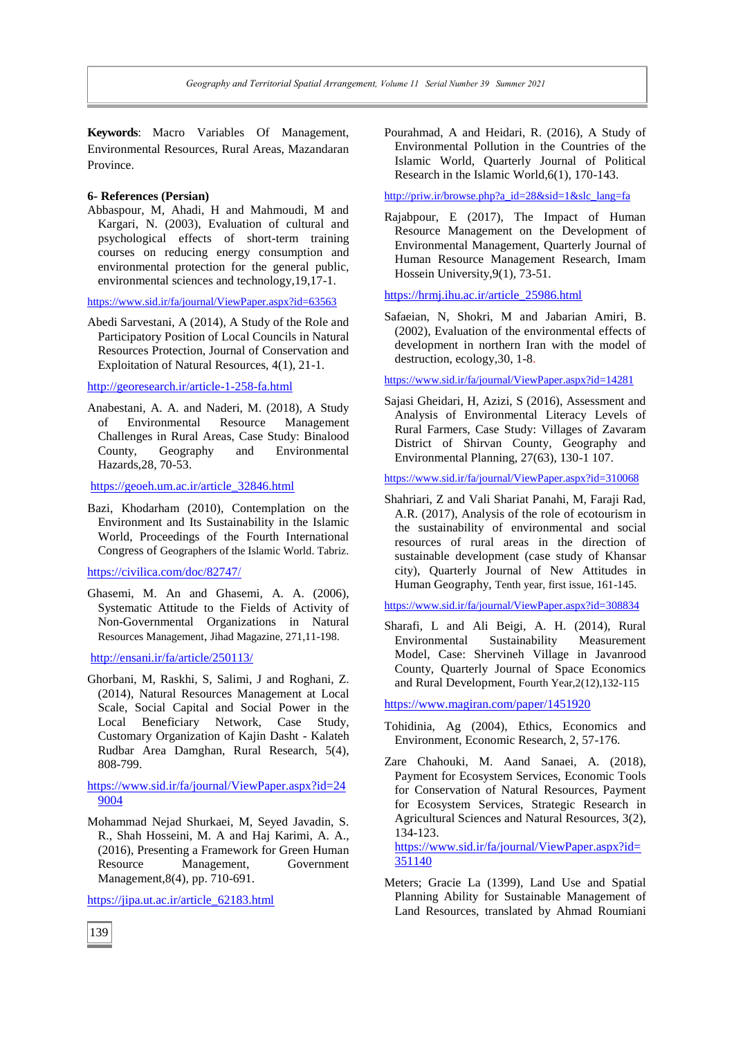**Keywords**: Macro Variables Of Management, Environmental Resources, Rural Areas, Mazandaran Province.

**6- References (Persian)**

Abbaspour, M, Ahadi, H and Mahmoudi, M and Kargari, N. (2003), Evaluation of cultural and psychological effects of short-term training courses on reducing energy consumption and environmental protection for the general public, environmental sciences and technology,19,17-1.

https://www.sid.ir/fa/journal/ViewPaper.aspx?id=63563

Abedi Sarvestani, A (2014), A Study of the Role and Participatory Position of Local Councils in Natural Resources Protection, Journal of Conservation and Exploitation of Natural Resources, 4(1), 21-1.

http://georesearch.ir/article-1-258-fa.html

Anabestani, A. A. and Naderi, M. (2018), A Study of Environmental Resource Management Challenges in Rural Areas, Case Study: Binalood County, Geography and Environmental Hazards,28, 70-53.

https://geoeh.um.ac.ir/article_32846.html

Bazi, Khodarham (2010), Contemplation on the Environment and Its Sustainability in the Islamic World, Proceedings of the Fourth International Congress of Geographers of the Islamic World. Tabriz.

https://civilica.com/doc/82747/

Ghasemi, M. An and Ghasemi, A. A. (2006), Systematic Attitude to the Fields of Activity of Non-Governmental Organizations in Natural Resources Management, Jihad Magazine, 271,11-198.

http://ensani.ir/fa/article/250113/

Ghorbani, M, Raskhi, S, Salimi, J and Roghani, Z. (2014), Natural Resources Management at Local Scale, Social Capital and Social Power in the Local Beneficiary Network, Case Study, Customary Organization of Kajin Dasht - Kalateh Rudbar Area Damghan, Rural Research, 5(4), 808-799.

https://www.sid.ir/fa/journal/ViewPaper.aspx?id=249004

Mohammad Nejad Shurkaei, M, Seyed Javadin, S. R., Shah Hosseini, M. A and Haj Karimi, A. A., (2016), Presenting a Framework for Green Human Resource Management, Government Management,8(4), pp. 710-691.

https://jipa.ut.ac.ir/article_62183.html

Pourahmad, A and Heidari, R. (2016), A Study of Environmental Pollution in the Countries of the Islamic World, Quarterly Journal of Political Research in the Islamic World,6(1), 170-143.

http://priw.ir/browse.php?a_id=28&sid=1&slc_lang=fa

Rajabpour, E (2017), The Impact of Human Resource Management on the Development of Environmental Management, Quarterly Journal of Human Resource Management Research, Imam Hossein University,9(1), 73-51.

https://hrmj.ihu.ac.ir/article_25986.html

Safaeian, N, Shokri, M and Jabarian Amiri, B. (2002), Evaluation of the environmental effects of development in northern Iran with the model of destruction, ecology,30, 1-8.

https://www.sid.ir/fa/journal/ViewPaper.aspx?id=14281

Sajasi Gheidari, H, Azizi, S (2016), Assessment and Analysis of Environmental Literacy Levels of Rural Farmers, Case Study: Villages of Zavaram District of Shirvan County, Geography and Environmental Planning, 27(63), 130-1 107.

https://www.sid.ir/fa/journal/ViewPaper.aspx?id=310068

Shahriari, Z and Vali Shariat Panahi, M, Faraji Rad, A.R. (2017), Analysis of the role of ecotourism in the sustainability of environmental and social resources of rural areas in the direction of sustainable development (case study of Khansar city), Quarterly Journal of New Attitudes in Human Geography, Tenth year, first issue, 161-145.

https://www.sid.ir/fa/journal/ViewPaper.aspx?id=308834

Sharafi, L and Ali Beigi, A. H. (2014), Rural Environmental Sustainability Measurement Model, Case: Shervineh Village in Javanrood County, Quarterly Journal of Space Economics and Rural Development, Fourth Year,2(12),132-115

https://www.magiran.com/paper/1451920

Tohidinia, Ag (2004), Ethics, Economics and Environment, Economic Research, 2, 57-176.

Zare Chahouki, M. Aand Sanaei, A. (2018), Payment for Ecosystem Services, Economic Tools for Conservation of Natural Resources, Payment for Ecosystem Services, Strategic Research in Agricultural Sciences and Natural Resources, 3(2), 134-123.
https://www.sid.ir/fa/journal/ViewPaper.aspx?id=351140

Meters; Gracie La (1399), Land Use and Spatial Planning Ability for Sustainable Management of Land Resources, translated by Ahmad Roumiani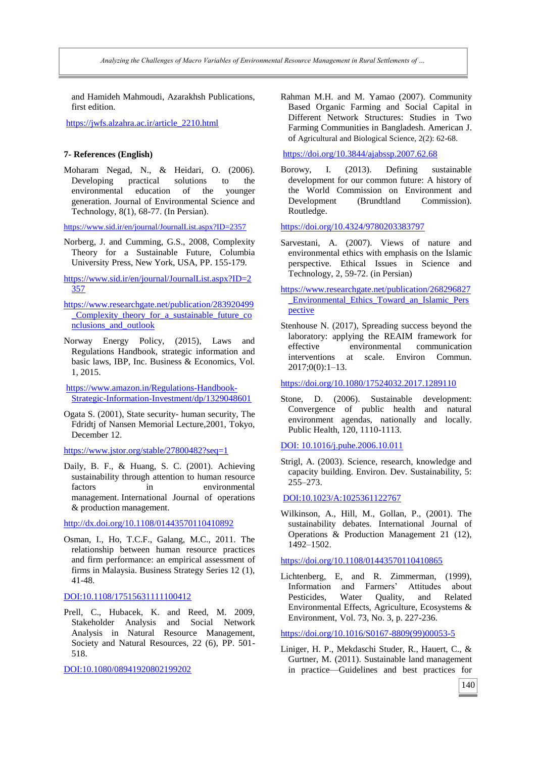and Hamideh Mahmoudi, Azarakhsh Publications, first edition.

https://jwfs.alzahra.ac.ir/article_2210.html

### 7- References (English)

Moharam Negad, N., & Heidari, O. (2006). Developing practical solutions to the environmental education of the younger generation. Journal of Environmental Science and Technology, 8(1), 68-77. (In Persian).

https://www.sid.ir/en/journal/JournalList.aspx?ID=2357

Norberg, J. and Cumming, G.S., 2008, Complexity Theory for a Sustainable Future, Columbia University Press, New York, USA, PP. 155-179.

https://www.sid.ir/en/journal/JournalList.aspx?ID=2357

https://www.researchgate.net/publication/283920499_Complexity_theory_for_a_sustainable_future_conclusions_and_outlook

Norway Energy Policy, (2015), Laws and Regulations Handbook, strategic information and basic laws, IBP, Inc. Business & Economics, Vol. 1, 2015.

https://www.amazon.in/Regulations-Handbook-Strategic-Information-Investment/dp/1329048601

Ogata S. (2001), State security- human security, The Fdridtj of Nansen Memorial Lecture,2001, Tokyo, December 12.

https://www.jstor.org/stable/27800482?seq=1

Daily, B. F., & Huang, S. C. (2001). Achieving sustainability through attention to human resource factors in environmental management. International Journal of operations & production management.

http://dx.doi.org/10.1108/01443570110410892

Osman, I., Ho, T.C.F., Galang, M.C., 2011. The relationship between human resource practices and firm performance: an empirical assessment of firms in Malaysia. Business Strategy Series 12 (1), 41-48.

DOI:10.1108/17515631111100412

Prell, C., Hubacek, K. and Reed, M. 2009, Stakeholder Analysis and Social Network Analysis in Natural Resource Management, Society and Natural Resources, 22 (6), PP. 501-518.

DOI:10.1080/08941920802199202

Rahman M.H. and M. Yamao (2007). Community Based Organic Farming and Social Capital in Different Network Structures: Studies in Two Farming Communities in Bangladesh. American J. of Agricultural and Biological Science, 2(2): 62-68.

https://doi.org/10.3844/ajabssp.2007.62.68

Borowy, I. (2013). Defining sustainable development for our common future: A history of the World Commission on Environment and Development (Brundtland Commission). Routledge.

https://doi.org/10.4324/9780203383797

Sarvestani, A. (2007). Views of nature and environmental ethics with emphasis on the Islamic perspective. Ethical Issues in Science and Technology, 2, 59-72. (in Persian)

https://www.researchgate.net/publication/268296827_Environmental_Ethics_Toward_an_Islamic_Perspective

Stenhouse N. (2017), Spreading success beyond the laboratory: applying the REAIM framework for effective environmental communication interventions at scale. Environ Commun. 2017;0(0):1–13.

https://doi.org/10.1080/17524032.2017.1289110

Stone, D. (2006). Sustainable development: Convergence of public health and natural environment agendas, nationally and locally. Public Health, 120, 1110-1113.

DOI: 10.1016/j.puhe.2006.10.011

Strigl, A. (2003). Science, research, knowledge and capacity building. Environ. Dev. Sustainability, 5: 255–273.

DOI:10.1023/A:1025361122767

Wilkinson, A., Hill, M., Gollan, P., (2001). The sustainability debates. International Journal of Operations & Production Management 21 (12), 1492–1502.

https://doi.org/10.1108/01443570110410865

Lichtenberg, E, and R. Zimmerman, (1999), Information and Farmers' Attitudes about Pesticides, Water Quality, and Related Environmental Effects, Agriculture, Ecosystems & Environment, Vol. 73, No. 3, p. 227-236.

https://doi.org/10.1016/S0167-8809(99)00053-5

Liniger, H. P., Mekdaschi Studer, R., Hauert, C., & Gurtner, M. (2011). Sustainable land management in practice—Guidelines and best practices for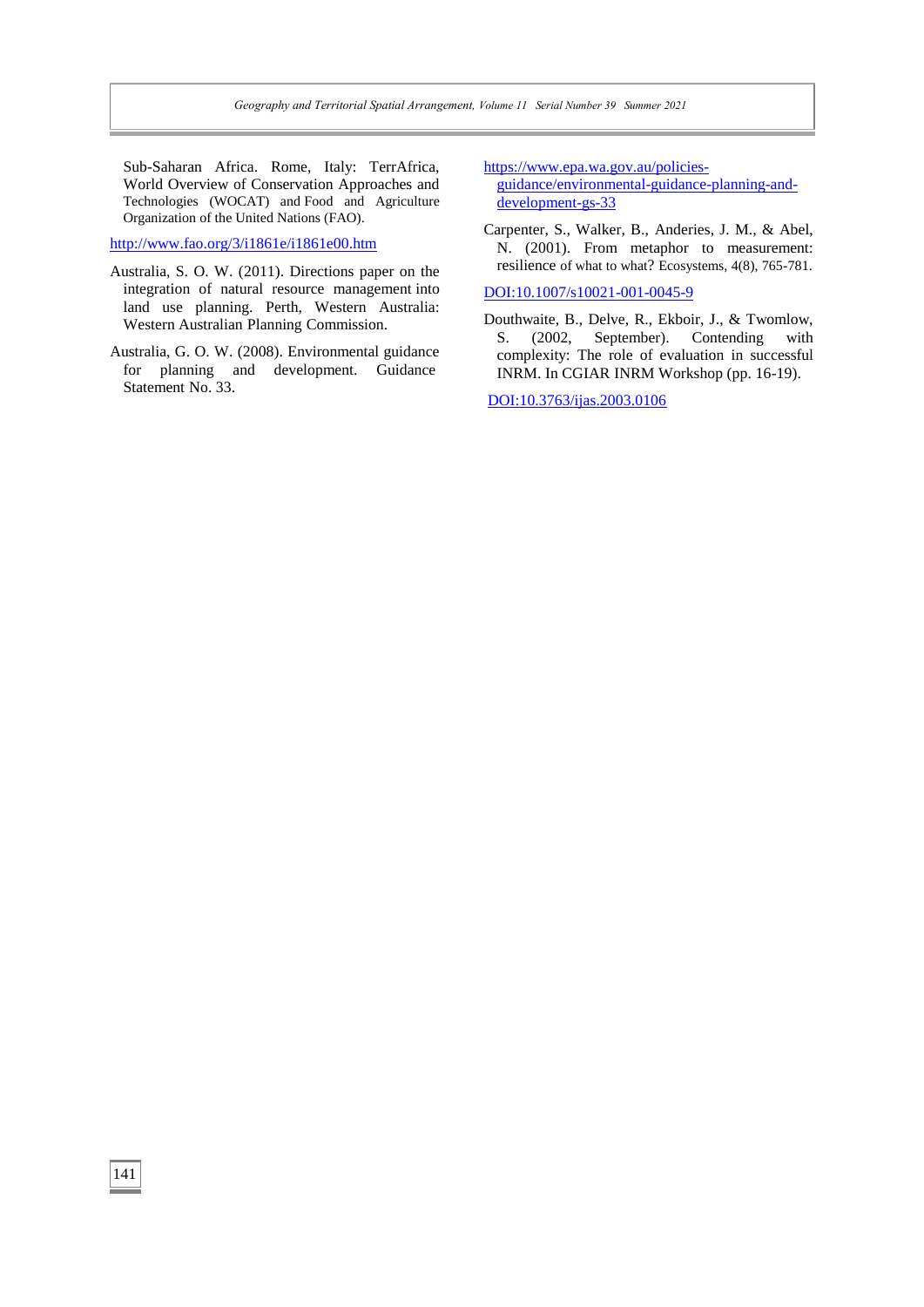Sub-Saharan Africa. Rome, Italy: TerrAfrica, World Overview of Conservation Approaches and Technologies (WOCAT) and Food and Agriculture Organization of the United Nations (FAO).

http://www.fao.org/3/i1861e/i1861e00.htm

Australia, S. O. W. (2011). Directions paper on the integration of natural resource management into land use planning. Perth, Western Australia: Western Australian Planning Commission.

Australia, G. O. W. (2008). Environmental guidance for planning and development. Guidance Statement No. 33.

https://www.epa.wa.gov.au/policies-guidance/environmental-guidance-planning-and-development-gs-33

Carpenter, S., Walker, B., Anderies, J. M., & Abel, N. (2001). From metaphor to measurement: resilience of what to what? Ecosystems, 4(8), 765-781.

DOI:10.1007/s10021-001-0045-9

Douthwaite, B., Delve, R., Ekboir, J., & Twomlow, S. (2002, September). Contending with complexity: The role of evaluation in successful INRM. In CGIAR INRM Workshop (pp. 16-19).

DOI:10.3763/ijas.2003.0106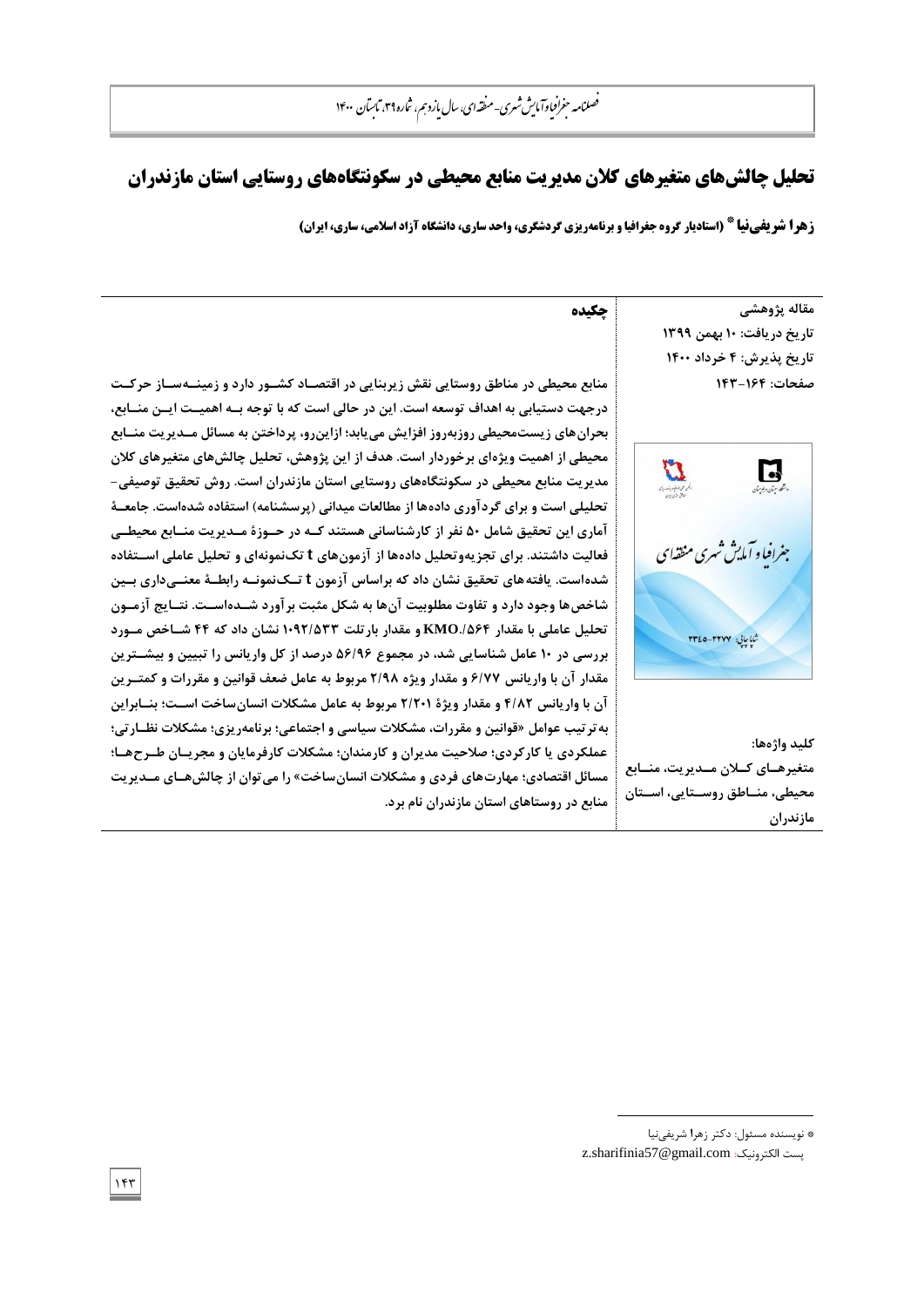# تحلیل چالش‌های متغیرهای کلان مدیریت منابع محیطی در سکونتگاه‌های روستایی استان مازندران

**زهرا شریفی‌نیا** * (استادیار گروه جغرافیا و برنامه‌ریزی گردشگری، واحد ساری، دانشگاه آزاد اسلامی، ساری، ایران)

مقاله پژوهشی
تاریخ دریافت: ۱۰ بهمن ۱۳۹۹
تاریخ پذیرش: ۴ خرداد ۱۴۰۰
صفحات: ۱۶۴-۱۴۳

## چکیده

منابع محیطی در مناطق روستایی نقش زیربنایی در اقتصاد کشور دارد و زمینه‌ساز حرکت درجهت دستیابی به اهداف توسعه است. این در حالی است که با توجه به اهمیت این منابع، بحران‌های زیست‌محیطی روزبه‌روز افزایش می‌یابد؛ ازاین‌رو، پرداختن به مسائل مدیریت منابع محیطی از اهمیت ویژه‌ای برخوردار است. هدف از این پژوهش، تحلیل چالش‌های متغیرهای کلان مدیریت منابع محیطی در سکونتگاه‌های روستایی استان مازندران است. روش تحقیق توصیفی-تحلیلی است و برای گردآوری داده‌ها از مطالعات میدانی (پرسشنامه) استفاده شده‌است. جامعهٔ آماری این تحقیق شامل ۵۰ نفر از کارشناسانی هستند که در حوزهٔ مدیریت منابع محیطی فعالیت داشتند. برای تجزیه‌وتحلیل داده‌ها از آزمون‌های t تک‌نمونه‌ای و تحلیل عاملی استفاده شده‌است. یافته‌های تحقیق نشان داد که براساس آزمون t تک‌نمونه رابطهٔ معنی‌داری بین شاخص‌ها وجود دارد و تفاوت مطلوبیت آن‌ها به شکل مثبت برآورد شده‌است. نتایج آزمون تحلیل عاملی با مقدار KMO/۵۶۴. و مقدار بارتلت ۱۰۹۲/۵۳۳ نشان داد که ۴۴ شاخص مورد بررسی در ۱۰ عامل شناسایی شد، در مجموع ۵۶/۹۶ درصد از کل واریانس را تبیین و بیشترین مقدار آن با واریانس ۶/۷۷ و مقدار ویژه ۲/۹۸ مربوط به عامل ضعف قوانین و مقررات و کمترین آن با واریانس ۴/۸۲ و مقدار ویژهٔ ۲/۲۰۱ مربوط به عامل مشکلات انسان‌ساخت است؛ بنابراین به‌ترتیب عوامل «قوانین و مقررات، مشکلات سیاسی و اجتماعی؛ برنامه‌ریزی؛ مشکلات نظارتی؛ عملکردی یا کارکردی؛ صلاحیت مدیران و کارمندان؛ مشکلات کارفرمایان و مجریان طرح‌ها؛ مسائل اقتصادی؛ مهارت‌های فردی و مشکلات انسان‌ساخت» را می‌توان از چالش‌های مدیریت منابع در روستاهای استان مازندران نام برد.

**کلید واژه‌ها:**
متغیرهای کلان مدیریت، منابع محیطی، مناطق روستایی، استان مازندران

---

* نویسنده مسئول: دکتر زهرا شریفی‌نیا
پست الکترونیک: z.sharifinia57@gmail.com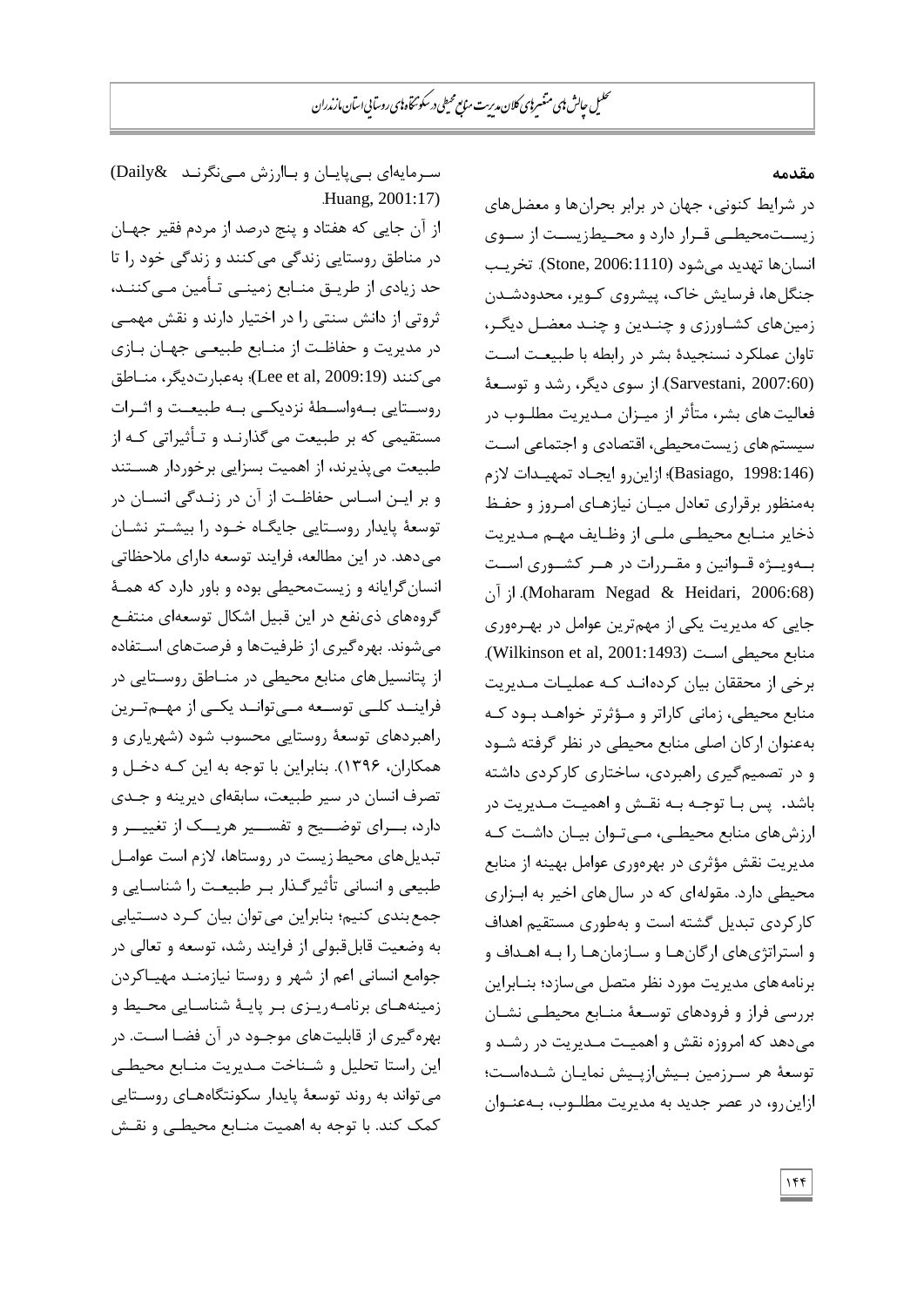## مقدمه

در شرایط کنونی، جهان در برابر بحران‌ها و معضل‌های زیست‌محیطی قرار دارد و محیط‌زیست از سوی انسان‌ها تهدید می‌شود (Stone, 2006:1110). تخریب جنگل‌ها، فرسایش خاک، پیشروی کویر، محدودشدن زمین‌های کشاورزی و چندین و چند معضل دیگر، تاوان عملکرد نسنجیدهٔ بشر در رابطه با طبیعت است (Sarvestani, 2007:60). از سوی دیگر، رشد و توسعهٔ فعالیت های بشر، متأثر از میزان مدیریت مطلوب در سیستم‌های زیست‌محیطی، اقتصادی و اجتماعی است (Basiago, 1998:146)؛ ازاین‌رو ایجاد تمهیدات لازم به‌منظور برقراری تعادل میان نیازهای امروز و حفظ ذخایر منابع محیطی ملی از وظایف مهم مدیریت به‌ویژه قوانین و مقررات در هر کشوری است (Moharam Negad & Heidari, 2006:68). از آن جایی که مدیریت یکی از مهم‌ترین عوامل در بهره‌وری منابع محیطی است (Wilkinson et al, 2001:1493). برخی از محققان بیان کرده‌اند که عملیات مدیریت منابع محیطی، زمانی کاراتر و مؤثرتر خواهد بود که به‌عنوان ارکان اصلی منابع محیطی در نظر گرفته شود و در تصمیم‌گیری راهبردی، ساختاری کارکردی داشته باشد. پس با توجه به نقش و اهمیت مدیریت در ارزش‌های منابع محیطی، می‌توان بیان داشت که مدیریت نقش مؤثری در بهره‌وری عوامل بهینه از منابع محیطی دارد. مقوله‌ای که در سال‌های اخیر به ابزاری کارکردی تبدیل گشته است و به‌طوری مستقیم اهداف و استراتژی‌های ارگان‌ها و سازمان‌ها را به اهداف و برنامه‌های مدیریت مورد نظر متصل می‌سازد؛ بنابراین بررسی فراز و فرودهای توسعهٔ منابع محیطی نشان می‌دهد که امروزه نقش و اهمیت مدیریت در رشد و توسعهٔ هر سرزمین بیش‌ازپیش نمایان شده‌است؛ ازاین‌رو، در عصر جدید به مدیریت مطلوب، به‌عنوان سرمایه‌ای بی‌پایان و باارزش می‌نگرند (Daily& Huang, 2001:17).

از آن جایی که هفتاد و پنج درصد از مردم فقیر جهان در مناطق روستایی زندگی می‌کنند و زندگی خود را تا حد زیادی از طریق منابع زمینی تأمین می‌کنند، ثروتی از دانش سنتی را در اختیار دارند و نقش مهمی در مدیریت و حفاظت از منابع طبیعی جهان بازی می‌کنند (Lee et al, 2009:19)؛ به‌عبارت‌دیگر، مناطق روستایی به‌واسطهٔ نزدیکی به طبیعت و اثرات مستقیمی که بر طبیعت می‌گذارند و تأثیراتی که از طبیعت می‌پذیرند، از اهمیت بسزایی برخوردار هستند و بر این اساس حفاظت از آن در زندگی انسان در توسعهٔ پایدار روستایی جایگاه خود را بیشتر نشان می‌دهد. در این مطالعه، فرایند توسعه دارای ملاحظاتی انسان‌گرایانه و زیست‌محیطی بوده و باور دارد که همهٔ گروه‌های ذی‌نفع در این قبیل اشکال توسعه‌ای منتفع می‌شوند. بهره‌گیری از ظرفیت‌ها و فرصت‌های استفاده از پتانسیل‌های منابع محیطی در مناطق روستایی در فرایند کلی توسعه می‌تواند یکی از مهم‌ترین راهبردهای توسعهٔ روستایی محسوب شود (شهریاری و همکاران، ۱۳۹۶). بنابراین با توجه به این که دخل و تصرف انسان در سیر طبیعت، سابقه‌ای دیرینه و جدی دارد، برای توضیح و تفسیر هریک از تغییر و تبدیل‌های محیط زیست در روستاها، لازم است عوامل طبیعی و انسانی تأثیرگذار بر طبیعت را شناسایی و جمع‌بندی کنیم؛ بنابراین می‌توان بیان کرد دستیابی به وضعیت قابل‌قبولی از فرایند رشد، توسعه و تعالی در جوامع انسانی اعم از شهر و روستا نیازمند مهیاکردن زمینه‌های برنامه‌ریزی بر پایهٔ شناسایی محیط و بهره‌گیری از قابلیت‌های موجود در آن فضا است. در این راستا تحلیل و شناخت مدیریت منابع محیطی می‌تواند به روند توسعهٔ پایدار سکونتگاه‌های روستایی کمک کند. با توجه به اهمیت منابع محیطی و نقش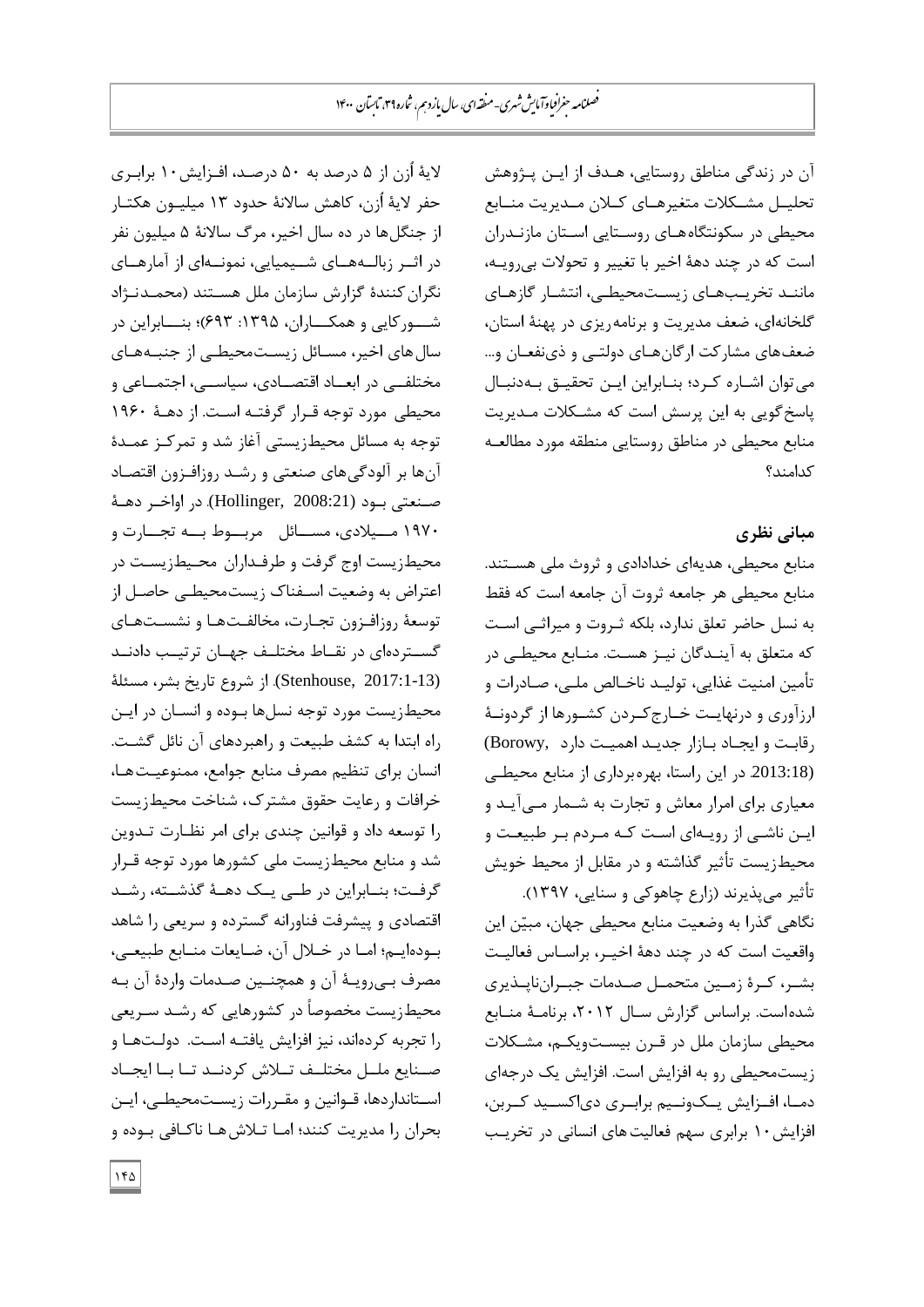آن در زندگی مناطق روستایی، هدف از این پژوهش تحلیل مشکلات متغیرهای کلان مدیریت منابع محیطی در سکونتگاه‌های روستایی استان مازندران است که در چند دهۀ اخیر با تغییر و تحولات بی‌رویه، مانند تخریب‌های زیست‌محیطی، انتشار گازهای گلخانه‌ای، ضعف مدیریت و برنامه‌ریزی در پهنۀ استان، ضعف‌های مشارکت ارگان‌های دولتی و ذی‌نفعان و... می‌توان اشاره کرد؛ بنابراین این تحقیق به‌دنبال پاسخ‌گویی به این پرسش است که مشکلات مدیریت منابع محیطی در مناطق روستایی منطقه مورد مطالعه کدامند؟

## مبانی نظری

منابع محیطی، هدیه‌ای خدادادی و ثروت ملی هستند. منابع محیطی هر جامعه ثروت آن جامعه است که فقط به نسل حاضر تعلق ندارد، بلکه ثروت و میراثی است که متعلق به آیندگان نیز هست. منابع محیطی در تأمین امنیت غذایی، تولید ناخالص ملی، صادرات و ارزآوری و درنهایت خارج‌کردن کشورها از گردونۀ رقابت و ایجاد بازار جدید اهمیت دارد (Borowy, 2013:18). در این راستا، بهره‌برداری از منابع محیطی معیاری برای امرار معاش و تجارت به شمار می‌آید و این ناشی از رویه‌ای است که مردم بر طبیعت و محیط‌زیست تأثیر گذاشته و در مقابل از محیط خویش تأثیر می‌پذیرند (زارع چاهوکی و سنایی، ۱۳۹۷).

نگاهی گذرا به وضعیت منابع محیطی جهان، مبیّن این واقعیت است که در چند دهۀ اخیر، براساس فعالیت بشر، کرۀ زمین متحمل صدمات جبران‌ناپذیری شده‌است. براساس گزارش سال ۲۰۱۲، برنامۀ منابع محیطی سازمان ملل در قرن بیست‌ویکم، مشکلات زیست‌محیطی رو به افزایش است. افزایش یک درجه‌ای دما، افزایش یک‌ونیم برابری دی‌اکسید کربن، افزایش ۱۰ برابری سهم فعالیت‌های انسانی در تخریب لایۀ اُزن از ۵ درصد به ۵۰ درصد، افزایش ۱۰ برابری حفر لایۀ اُزن، کاهش سالانۀ حدود ۱۳ میلیون هکتار از جنگل‌ها در ده سال اخیر، مرگ سالانۀ ۵ میلیون نفر در اثر زباله‌های شیمیایی، نمونه‌ای از آمارهای نگران‌کنندۀ گزارش سازمان ملل هستند (محمدنژاد شورکایی و همکاران، ۱۳۹۵: ۶۹۳)؛ بنابراین در سال‌های اخیر، مسائل زیست‌محیطی از جنبه‌های مختلفی در ابعاد اقتصادی، سیاسی، اجتماعی و محیطی مورد توجه قرار گرفته است. از دهۀ ۱۹۶۰ توجه به مسائل محیط‌زیستی آغاز شد و تمرکز عمدۀ آن‌ها بر آلودگی‌های صنعتی و رشد روزافزون اقتصاد صنعتی بود (Hollinger, 2008:21). در اواخر دهۀ ۱۹۷۰ میلادی، مسائل مربوط به تجارت و محیط‌زیست اوج گرفت و طرفداران محیط‌زیست در اعتراض به وضعیت اسفناک زیست‌محیطی حاصل از توسعۀ روزافزون تجارت، مخالفت‌ها و نشست‌های گسترده‌ای در نقاط مختلف جهان ترتیب دادند (Stenhouse, 2017:1-13). از شروع تاریخ بشر، مسئلۀ محیط‌زیست مورد توجه نسل‌ها بوده و انسان در این راه ابتدا به کشف طبیعت و راهبردهای آن نائل گشت. انسان برای تنظیم مصرف منابع جوامع، ممنوعیت‌ها، خرافات و رعایت حقوق مشترک، شناخت محیط‌زیست را توسعه داد و قوانین چندی برای امر نظارت تدوین شد و منابع محیط‌زیست ملی کشورها مورد توجه قرار گرفت؛ بنابراین در طی یک دهۀ گذشته، رشد اقتصادی و پیشرفت فناورانه گسترده و سریعی را شاهد بوده‌ایم؛ اما در خلال آن، ضایعات منابع طبیعی، مصرف بی‌رویۀ آن و همچنین صدمات واردۀ آن به محیط‌زیست مخصوصاً در کشورهایی که رشد سریعی را تجربه کرده‌اند، نیز افزایش یافته است. دولت‌ها و صنایع ملل مختلف تلاش کردند تا با ایجاد استانداردها، قوانین و مقررات زیست‌محیطی، این بحران را مدیریت کنند؛ اما تلاش‌ها ناکافی بوده و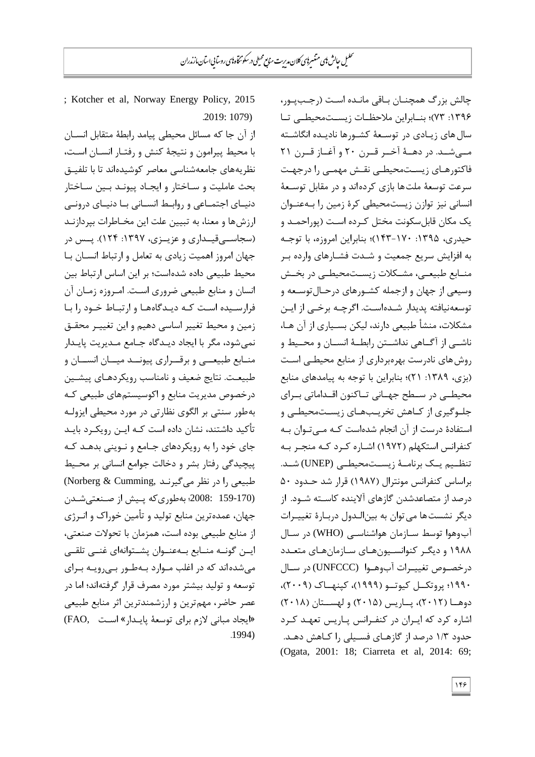چالش بزرگ همچنـان بـاقی مانـده اسـت (رجـب‌پـور، ۱۳۹۶: ۷۳)؛ بنـابراین ملاحظـات زیسـت‌محیطـی تـا سال‌های زیـادی در توسـعهٔ کشـورها نادیـده انگاشـته مـی‌شـد. در دهـهٔ آخـر قـرن ۲۰ و آغـاز قـرن ۲۱ فاکتورهـای زیسـت‌محیطـی نقـش مهمـی را درجهـت سرعت توسعهٔ ملت‌ها بازی کرده‌اند و در مقابل توسـعهٔ انسانی نیز توازن زیست‌محیطی کرهٔ زمین را بـه‌عنـوان یک مکان قابل‌سکونت مختل کـرده اسـت (پوراحمـد و حیدری، ۱۳۹۵: ۱۷۰-۱۴۳)؛ بنابراین امروزه، با توجـه به افزایش سریع جمعیت و شـدت فشـارهای وارده بـر منـابع طبیعـی، مشـکلات زیسـت‌محیطـی در بخـش وسیعی از جهان و ازجمله کشـورهای درحـال‌توسـعه و توسعه‌نیافته پدیدار شـده‌اسـت. اگرچـه برخـی از ایـن مشکلات، منشأ طبیعی دارند، لیکن بسـیاری از آن هـا، ناشـی از آگـاهی نداشـتن رابطـهٔ انسـان و محـیط و روش‌های نادرست بهره‌برداری از منابع محیطـی اسـت (بزی، ۱۳۸۹: ۲۱)؛ بنابراین با توجه به پیامدهای منابع محیطـی در سـطح جهـانی تـاکنون اقـداماتی بـرای جلـوگیری از کـاهش تخریـب‌هـای زیسـت‌محیطـی و استفادهٔ درست از آن انجام شده‌است کـه مـی‌تـوان بـه کنفرانس استکهلم (۱۹۷۲) اشـاره کـرد کـه منجـر بـه تنظـیم یـک برنامـهٔ زیسـت‌محیطـی (UNEP) شـد. براساس کنفرانس مونترال (۱۹۸۷) قرار شد حـدود ۵۰ درصد از متصاعدشدن گازهای آلاینده کاسـته شـود. از دیگر نشست‌ها می‌توان به بین‌الـدول دربـارهٔ تغییـرات آب‌وهوا توسط سـازمان هواشناسـی (WHO) در سـال ۱۹۸۸ و دیگـر کنوانسـیون‌هـای سـازمان‌هـای متعـدد درخصـوص تغییـرات آب‌وهـوا (UNFCCC) در سـال ۱۹۹۰؛ پروتکـل کیوتـو (۱۹۹۹)، کپنهـاک (۲۰۰۹)، دوهـا (۲۰۱۲)، پـاریس (۲۰۱۵) و لهسـتان (۲۰۱۸) اشاره کرد که ایـران در کنفـرانس پـاریس تعهـد کـرد حدود ۱/۳ درصد از گازهـای فسـیلی را کـاهش دهـد. (Ogata, 2001: 18; Ciarreta et al, 2014: 69; Kotcher et al, Norway Energy Policy, 2015 2019: 1079).

از آن جا که مسائل محیطی پیامد رابطهٔ متقابل انسـان با محیط پیرامون و نتیجهٔ کنش و رفتـار انسـان اسـت، نظریه‌های جامعه‌شناسی معاصر کوشیده‌اند تا با تلفیـق بحث عاملیت و سـاختار و ایجـاد پیونـد بـین سـاختار دنیـای اجتمـاعی و روابـط انسـانی بـا دنیـای درونـی ارزش‌ها و معنا، به تبیین علت این مخـاطرات بپردازنـد (سجاسـی‌قیـداری و عزیـزی، ۱۳۹۷: ۱۲۴). پـس در جهان امروز اهمیت زیادی به تعامل و ارتباط انسـان بـا محیط طبیعی داده شده‌است؛ بر این اساس ارتباط بین انسان و منابع طبیعی ضروری اسـت. امـروزه زمـان آن فرارسـیده اسـت کـه دیـدگاه‌هـا و ارتبـاط خـود را بـا زمین و محیط تغییر اساسی دهیم و این تغییـر محقـق نمی‌شود، مگر با ایجاد دیـدگاه جـامع مـدیریت پایـدار منـابع طبیعـی و برقـراری پیونـد میـان انسـان و طبیعـت. نتایج ضعیف و نامناسب رویکردهـای پیشـین درخصوص مدیریت منابع و اکوسیستم‌های طبیعی کـه به‌طور سنتی بر الگوی نظارتی در مورد محیطی ایزولـه تأکید داشتند، نشان داده است کـه ایـن رویکـرد بایـد جای خود را به رویکردهای جـامع و نـوینی بدهـد کـه پیچیدگی رفتار بشر و دخالت جوامع انسانی بر محـیط طبیعی را در نظر می‌گیرنـد (Norberg & Cumming, 2008: 159-170)؛ به‌طوری‌که پـیش از صـنعتی‌شـدن جهان، عمده‌ترین منابع تولید و تأمین خوراک و انـرژی از منابع طبیعی بوده است، همزمان با تحولات صنعتی، ایـن گونـه منـابع بـه‌عنـوان پشـتوانه‌ای غنـی تلقـی می‌شده‌اند که در اغلب مـوارد بـه‌طـور بـی‌رویـه بـرای توسعه و تولید بیشتر مورد مصرف قرار گرفته‌اند؛ اما در عصر حاضر، مهم‌ترین و ارزشمندترین اثر منابع طبیعی «ایجاد مبانی لازم برای توسعهٔ پایـدار» اسـت (FAO, 1994).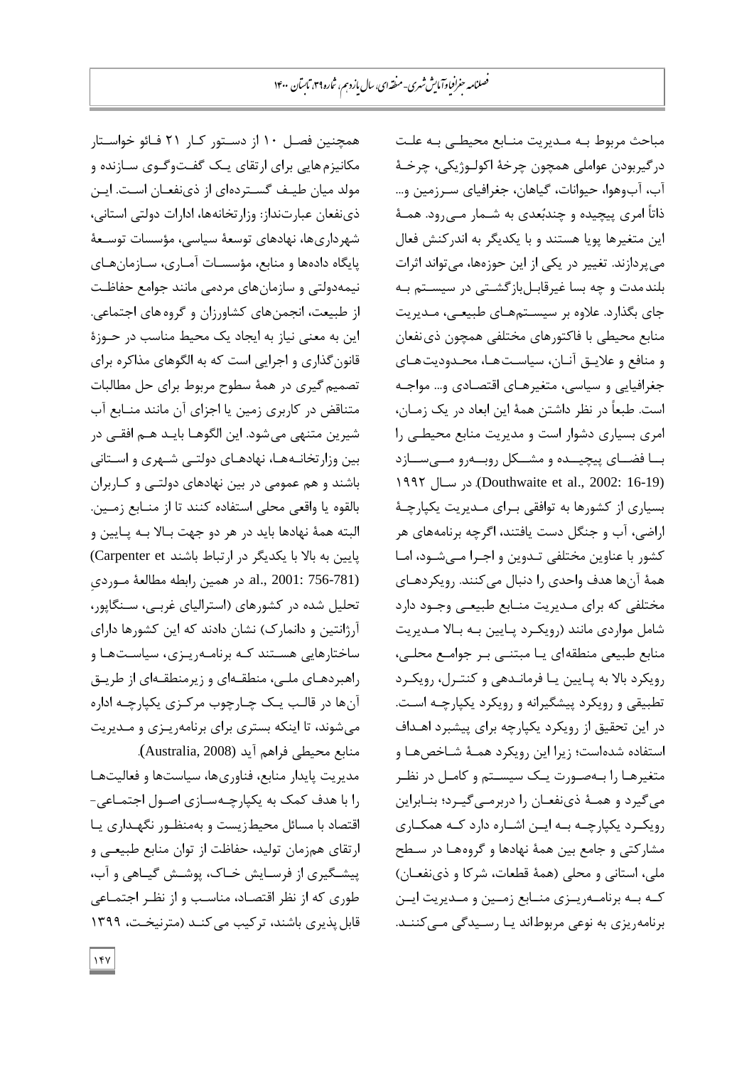مباحث مربوط بـه مـدیریت منـابع محیطـی بـه علـت درگیربودن عواملی همچون چرخهٔ اکولـوژیکی، چرخـهٔ آب، آب‌وهوا، حیوانات، گیاهان، جغرافیای سـرزمین و... ذاتاً امری پیچیده و چندبُعدی به شـمار مـی‌رود. همـهٔ این متغیرها پویا هستند و با یکدیگر به اندرکنش فعال می‌پردازند. تغییر در یکی از این حوزه‌ها، می‌تواند اثرات بلندمدت و چه بسا غیرقابـل‌بازگشـتی در سیسـتم بـه جای بگذارد. علاوه بر سیسـتم‌هـای طبیعـی، مـدیریت منابع محیطی با فاکتورهای مختلفی همچون ذی‌نفعان و منافع و علایـق آنـان، سیاسـت‌هـا، محـدودیت‌هـای جغرافیایی و سیاسی، متغیرهـای اقتصـادی و... مواجـه است. طبعاً در نظر داشتن همهٔ این ابعاد در یک زمـان، امری بسیاری دشوار است و مدیریت منابع محیطـی را بـا فضـای پیچیـده و مشـکل روبـه‌رو مـی‌سـازد (Douthwaite et al., 2002: 16-19). در سـال ۱۹۹۲ بسیاری از کشورها به توافقی بـرای مـدیریت یکپارچـهٔ اراضی، آب و جنگل دست یافتند، اگرچه برنامه‌های هر کشور با عناوین مختلفی تـدوین و اجـرا مـی‌شـود، امـا همهٔ آن‌ها هدف واحدی را دنبال می‌کنند. رویکردهـای مختلفی که برای مـدیریت منـابع طبیعـی وجـود دارد شامل مواردی مانند (رویکـرد پـایین بـه بـالا مـدیریت منابع طبیعی منطقه‌ای یـا مبتنـی بـر جوامـع محلـی، رویکرد بالا به پـایین یـا فرمانـدهی و کنتـرل، رویکـرد تطبیقی و رویکرد پیشگیرانه و رویکرد یکپارچـه اسـت. در این تحقیق از رویکرد یکپارچه برای پیشبرد اهـداف استفاده شده‌است؛ زیرا این رویکرد همـهٔ شـاخص‌هـا و متغیرهـا را بـه‌صـورت یـک سیسـتم و کامـل در نظـر می‌گیرد و همـهٔ ذی‌نفعـان را دربرمـی‌گیـرد؛ بنـابراین رویکـرد یکپارچـه بـه ایـن اشـاره دارد کـه همکـاری مشارکتی و جامع بین همهٔ نهادها و گروه‌هـا در سـطح ملی، استانی و محلی (همهٔ قطعات، شرکا و ذی‌نفعـان) کـه بـه برنامـه‌ریـزی منـابع زمـین و مـدیریت ایـن برنامه‌ریزی به نوعی مربوط‌اند یـا رسـیدگی مـی‌کننـد.

همچنین فصـل ۱۰ از دسـتور کـار ۲۱ فـائو خواسـتار مکانیزم‌هایی برای ارتقای یـک گفـت‌وگـوی سـازنده و مولد میان طیـف گسـترده‌ای از ذی‌نفعـان اسـت. ایـن ذی‌نفعان عبارت‌انداز: وزارتخانه‌ها، ادارات دولتی استانی، شهرداری‌ها، نهادهای توسعهٔ سیاسی، مؤسسات توسـعهٔ پایگاه داده‌ها و منابع، مؤسسـات آمـاری، سـازمان‌هـای نیمه‌دولتی و سازمان‌های مردمی مانند جوامع حفاظـت از طبیعت، انجمن‌های کشاورزان و گروه‌های اجتماعی. این به معنی نیاز به ایجاد یک محیط مناسب در حـوزهٔ قانون‌گذاری و اجرایی است که به الگوهای مذاکره برای تصمیم‌گیری در همهٔ سطوح مربوط برای حل مطالبات متناقض در کاربری زمین یا اجزای آن مانند منـابع آب شیرین متنهی می‌شود. این الگوهـا بایـد هـم افقـی در بین وزارتخانـه‌هـا، نهادهـای دولتـی شـهری و اسـتانی باشند و هم عمومی در بین نهادهای دولتـی و کـاربران بالقوه یا واقعی محلی استفاده کنند تا از منـابع زمـین. البته همهٔ نهادها باید در هر دو جهت بـالا بـه پـایین و پایین به بالا با یکدیگر در ارتباط باشند (Carpenter et al., 2001: 756-781). در همین رابطه مطالعهٔ مـوردیِ تحلیل شده در کشورهای (استرالیای غربـی، سـنگاپور، آرژانتین و دانمارک) نشان دادند که این کشورها دارای ساختارهایی هسـتند کـه برنامـه‌ریـزی، سیاسـت‌هـا و راهبردهـای ملـی، منطقـه‌ای و زیرمنطقـه‌ای از طریـق آن‌ها در قالـب یـک چـارچوب مرکـزی یکپارچـه اداره می‌شوند، تا اینکه بستری برای برنامـه‌ریـزی و مـدیریت منابع محیطی فراهم آید (Australia, 2008).

مدیریت پایدار منابع، فناوری‌ها، سیاست‌ها و فعالیت‌هـا را با هدف کمک به یکپارچـه‌سـازی اصـول اجتمـاعی-اقتصاد با مسائل محیط‌زیست و به‌منظـور نگهـداری یـا ارتقای هم‌زمان تولید، حفاظت از توان منابع طبیعـی و پیشـگیری از فرسـایش خـاک، پوشـش گیـاهی و آب، طوری که از نظر اقتصاد، مناسـب و از نظـر اجتمـاعی قابل‌پذیری باشند، ترکیب می‌کنـد (مترنیخـت، ۱۳۹۹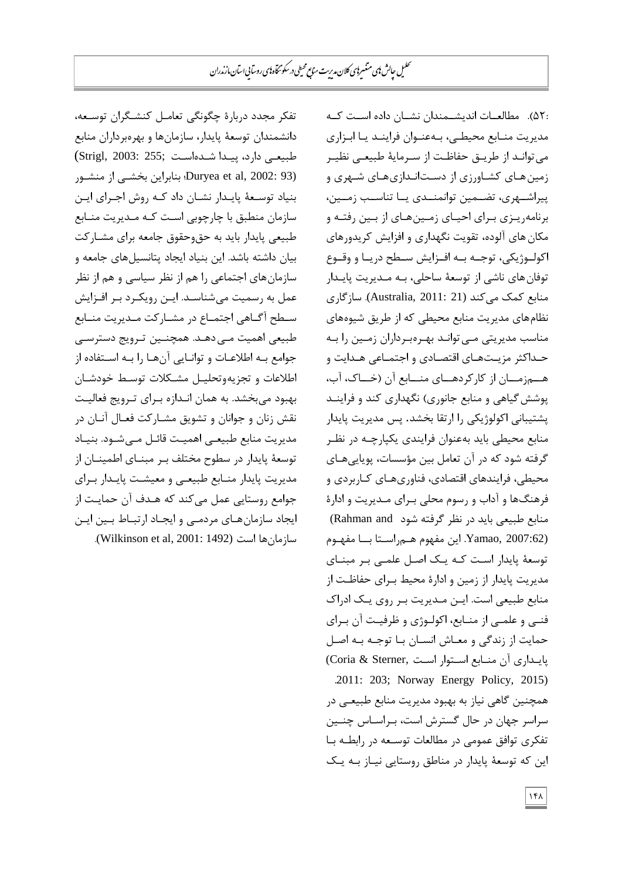:۵۲). مطالعات اندیشمندان نشان داده است که مدیریت منابع محیطی، به‌عنوان فرایند یا ابزاری می‌تواند از طریق حفاظت از سرمایهٔ طبیعی نظیر زمین‌های کشاورزی از دست‌اندازی‌های شهری و پیراشهری، تضمین توانمندی یا تناسب زمین، برنامه‌ریزی برای احیای زمین‌های از بین رفته و مکان‌های آلوده، تقویت نگهداری و افزایش کریدورهای اکولوژیکی، توجه به افزایش سطح دریا و وقوع توفان‌های ناشی از توسعهٔ ساحلی، به مدیریت پایدار منابع کمک می‌کند (Australia, 2011: 21). سازگاری نظام‌های مدیریت منابع محیطی که از طریق شیوه‌های مناسب مدیریتی می‌تواند بهره‌برداران زمین را به حداکثر مزیت‌های اقتصادی و اجتماعی هدایت و هم‌زمان از کارکردهای منابع آن (خاک، آب، پوشش گیاهی و منابع جانوری) نگهداری کند و فرایند پشتیبانی اکولوژیکی را ارتقا بخشد. پس مدیریت پایدار منابع محیطی باید به‌عنوان فرایندی یکپارچه در نظر گرفته شود که در آن تعامل بین مؤسسات، پویایی‌های محیطی، فرایندهای اقتصادی، فناوری‌های کاربردی و فرهنگ‌ها و آداب و رسوم محلی برای مدیریت و ادارهٔ منابع طبیعی باید در نظر گرفته شود (Rahman and Yamao, 2007:62). این مفهوم هم‌راستا با مفهوم توسعهٔ پایدار است که یک اصل علمی بر مبنای مدیریت پایدار از زمین و ادارهٔ محیط برای حفاظت از منابع طبیعی است. این مدیریت بر روی یک ادراک فنی و علمی از منابع، اکولوژی و ظرفیت آن برای حمایت از زندگی و معاش انسان با توجه به اصل پایداری آن منابع استوار است (Coria & Sterner, 2011: 203; Norway Energy Policy, 2015). همچنین گاهی نیاز به بهبود مدیریت منابع طبیعی در سراسر جهان در حال گسترش است، براساس چنین تفکری توافق عمومی در مطالعات توسعه در رابطه با این که توسعهٔ پایدار در مناطق روستایی نیاز به یک تفکر مجدد دربارهٔ چگونگی تعامل کنشگران توسعه، دانشمندان توسعهٔ پایدار، سازمان‌ها و بهره‌برداران منابع طبیعی دارد، پیدا شده‌است (Strigl, 2003: 255; Duryea et al, 2002: 93)؛ بنابراین بخشی از منشور بنیاد توسعهٔ پایدار نشان داد که روش اجرای این سازمان منطبق با چارچوبی است که مدیریت منابع طبیعی پایدار باید به حق‌وحقوق جامعه برای مشارکت بیان داشته باشد. این بنیاد ایجاد پتانسیل‌های جامعه و سازمان‌های اجتماعی را هم از نظر سیاسی و هم از نظر عمل به رسمیت می‌شناسد. این رویکرد بر افزایش سطح آگاهی اجتماع در مشارکت مدیریت منابع طبیعی اهمیت می‌دهد. همچنین ترویج دسترسی جوامع به اطلاعات و توانایی آن‌ها را به استفاده از اطلاعات و تجزیه‌وتحلیل مشکلات توسط خودشان بهبود می‌بخشد. به همان اندازه برای ترویج فعالیت نقش زنان و جوانان و تشویق مشارکت فعال آنان در مدیریت منابع طبیعی اهمیت قائل می‌شود. بنیاد توسعهٔ پایدار در سطوح مختلف بر مبنای اطمینان از مدیریت پایدار منابع طبیعی و معیشت پایدار برای جوامع روستایی عمل می‌کند که هدف آن حمایت از ایجاد سازمان‌های مردمی و ایجاد ارتباط بین این سازمان‌ها است (Wilkinson et al, 2001: 1492).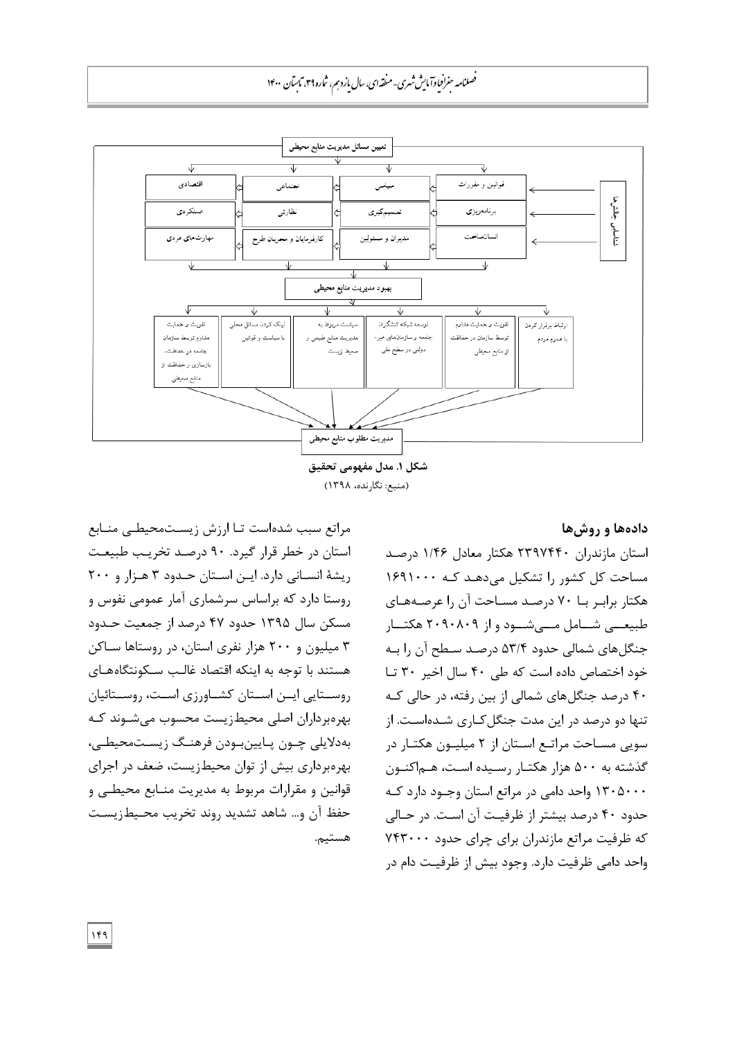تعیین مسائل مدیریت منابع محیطی

| اقتصادی | اجتماعی | سیاسی | قوانین و مقررات |
| --- | --- | --- | --- |
| عملکردی | نظارتی | تصمیم‌گیری | برنامه‌ریزی |
| مهارت‌های فردی | کارفرمایان و مجریان طرح | مدیران و مسئولین | انسان‌ساخت |

شناسایی چالش‌ها

بهبود مدیریت منابع محیطی

- تقویت و حمایت مداوم توسط سازمان جامعه در حفاظت، بازسازی و حفاظت از منابع محیطی
- اینک کردن مسائل محلی با سیاست و قوانین
- سیاست مربوط به مدیریت منابع طبیعی و محیط زیست
- توسعه شبکه کنشگران جامعه و سازمان‌های غیر- دولتی در سطح ملی
- تقویت و حمایت مداوم توسط سازمان در حفاظت از منابع محیطی
- ارتباط برقرار کردن با عموم مردم

مدیریت مطلوب منابع محیطی

**شکل ۱. مدل مفهومی تحقیق**

(منبع: نگارنده، ۱۳۹۸)

## داده‌ها و روش‌ها

استان مازندران ۲۳۹۷۴۴۰ هکتار معادل ۱/۴۶ درصد مساحت کل کشور را تشکیل می‌دهد که ۱۶۹۱۰۰۰ هکتار برابر با ۷۰ درصد مساحت آن را عرصه‌های طبیعی شامل می‌شود و از ۲۰۹۰۸۰۹ هکتار جنگل‌های شمالی حدود ۵۳/۴ درصد سطح آن را به خود اختصاص داده است که طی ۴۰ سال اخیر ۳۰ تا ۴۰ درصد جنگل‌های شمالی از بین رفته، در حالی که تنها دو درصد در این مدت جنگل‌کاری شده‌است. از سویی مساحت مراتع استان از ۲ میلیون هکتار در گذشته به ۵۰۰ هزار هکتار رسیده است، هم‌اکنون ۱۳۰۵۰۰۰ واحد دامی در مراتع استان وجود دارد که حدود ۴۰ درصد بیشتر از ظرفیت آن است. در حالی که ظرفیت مراتع مازندران برای چرای حدود ۷۴۳۰۰۰ واحد دامی ظرفیت دارد. وجود بیش از ظرفیت دام در مراتع سبب شده‌است تا ارزش زیست‌محیطی منابع استان در خطر قرار گیرد. ۹۰ درصد تخریب طبیعت ریشهٔ انسانی دارد. این استان حدود ۳ هزار و ۲۰۰ روستا دارد که براساس سرشماری آمار عمومی نفوس و مسکن سال ۱۳۹۵ حدود ۴۷ درصد از جمعیت حدود ۳ میلیون و ۲۰۰ هزار نفری استان، در روستاها ساکن هستند با توجه به اینکه اقتصاد غالب سکونتگاه‌های روستایی این استان کشاورزی است، روستائیان بهره‌برداران اصلی محیط‌زیست محسوب می‌شوند که به‌دلایلی چون پایین‌بودن فرهنگ زیست‌محیطی، بهره‌برداری بیش از توان محیط‌زیست، ضعف در اجرای قوانین و مقرارات مربوط به مدیریت منابع محیطی و حفظ آن و... شاهد تشدید روند تخریب محیط‌زیست هستیم.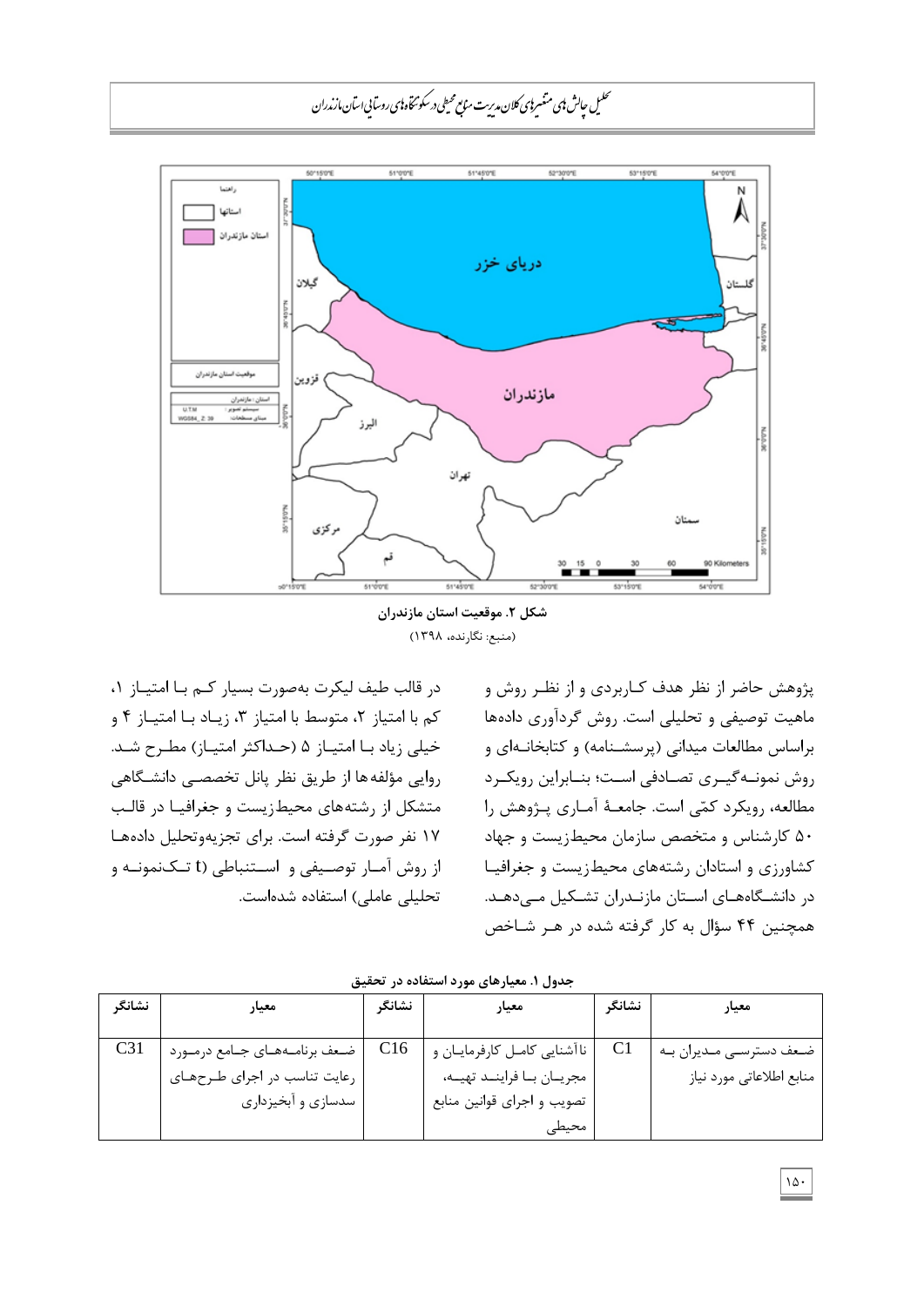شکل ۲. موقعیت استان مازندران

(منبع: نگارنده، ۱۳۹۸)

پژوهش حاضر از نظر هدف کاربردی و از نظر روش و ماهیت توصیفی و تحلیلی است. روش گردآوری داده‌ها براساس مطالعات میدانی (پرسشنامه) و کتابخانه‌ای و روش نمونه‌گیری تصادفی است؛ بنابراین رویکرد مطالعه، رویکرد کمّی است. جامعهٔ آماری پژوهش را ۵۰ کارشناس و متخصص سازمان محیط‌زیست و جهاد کشاورزی و استادان رشته‌های محیط‌زیست و جغرافیا در دانشگاه‌های استان مازندران تشکیل می‌دهد. همچنین ۴۴ سؤال به کار گرفته شده در هر شاخص در قالب طیف لیکرت به‌صورت بسیار کم با امتیاز ۱، کم با امتیاز ۲، متوسط با امتیاز ۳، زیاد با امتیاز ۴ و خیلی زیاد با امتیاز ۵ (حداکثر امتیاز) مطرح شد. روایی مؤلفه‌ها از طریق نظر پانل تخصصی دانشگاهی متشکل از رشته‌های محیط‌زیست و جغرافیا در قالب ۱۷ نفر صورت گرفته است. برای تجزیه‌وتحلیل داده‌ها از روش آمار توصیفی و استنباطی (t تک‌نمونه و تحلیلی عاملی) استفاده شده‌است.

جدول ۱. معیارهای مورد استفاده در تحقیق

| معیار | نشانگر | معیار | نشانگر | معیار | نشانگر |
|---|---|---|---|---|---|
| ضعف دسترسی مدیران به منابع اطلاعاتی مورد نیاز | C1 | ناآشنایی کامل کارفرمایان و مجریان با فرایند تهیه، تصویب و اجرای قوانین منابع محیطی | C16 | ضعف برنامه‌های جامع درمورد رعایت تناسب در اجرای طرح‌های سدسازی و آبخیزداری | C31 |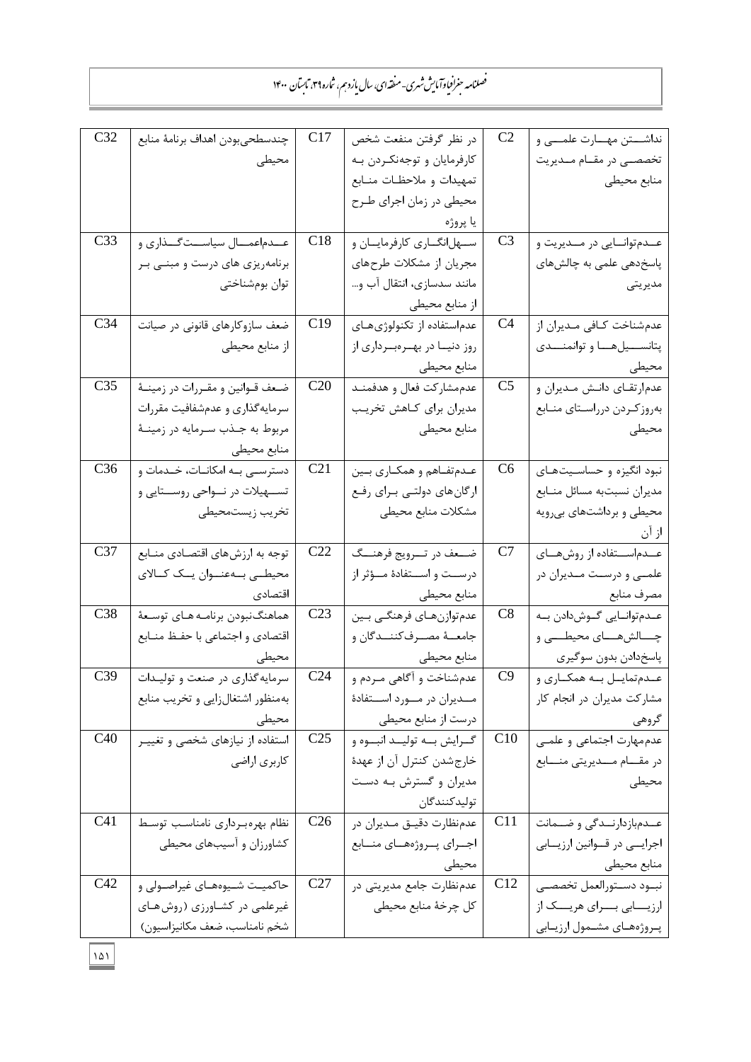| نداشـتن مهـارت علمـی و تخصصـی در مقـام مـدیریت منابع محیطی | C2 | در نظر گرفتن منفعت شخص کارفرمایان و توجه‌نکـردن بـه تمهیدات و ملاحظات منـابع محیطی در زمان اجرای طـرح یا پروژه | C17 | چندسطحی‌بودن اهداف برنامهٔ منابع محیطی | C32 |
|---|---|---|---|---|---|
| عـدم‌توانـایی در مـدیریت و پاسخ‌دهی علمی به چالش‌های مدیریتی | C3 | سـهل‌انگـاری کارفرمایـان و مجریان از مشکلات طرح‌های مانند سدسازی، انتقال آب و... از منابع محیطی | C18 | عـدم‌اعمـال سیاسـت‌گـذاری و برنامه‌ریزی های درست و مبنـی بـر توان بوم‌شناختی | C33 |
| عدم‌شناخت کـافی مـدیران از پتانسـیل‌هـا و توانمنـدی محیطی | C4 | عدم‌استفاده از تکنولوژی‌هـای روز دنیـا در بهـره‌بـرداری از منابع محیطی | C19 | ضعف سازوکارهای قانونی در صیانت از منابع محیطی | C34 |
| عدم‌ارتقـای دانـش مـدیران و به‌روزکـردن دراسـتای منـابع محیطی | C5 | عدم‌مشارکت فعال و هدفمنـد مدیران برای کـاهش تخریـب منابع محیطی | C20 | ضـعف قـوانین و مقـررات در زمینـهٔ سرمایه‌گذاری و عدم‌شفافیت مقررات مربوط بـه جـذب سـرمایه در زمینـهٔ منابع محیطی | C35 |
| نبود انگیزه و حساسیت‌هـای مدیران نسبت‌به مسائل منـابع محیطی و برداشت‌های بی‌رویه از آن | C6 | عـدم‌تفـاهم و همکـاری بـین ارگان‌های دولتـی بـرای رفـع مشکلات منابع محیطی | C21 | دسترسـی بـه امکانـات، خـدمات و تسـهیلات در نـواحی روسـتایی و تخریب زیست‌محیطی | C36 |
| عـدم‌اسـتفاده از روش‌هـای علمـی و درسـت مـدیران در مصرف منابع | C7 | ضـعف در تـرویج فرهنـگ درسـت و اسـتفادهٔ مـؤثر از منابع محیطی | C22 | توجه به ارزش‌های اقتصادی منـابع محیطـی بـه‌عنـوان یـک کـالای اقتصادی | C37 |
| عـدم‌توانـایی گـوش‌دادن بـه چـالش‌هـای محیطـی و پاسخ‌دادن بدون سوگیری | C8 | عدم‌توازن‌هـای فرهنگـی بـین جامعـهٔ مصـرف‌کننـدگان و منابع محیطی | C23 | هماهنگ‌نبودن برنامـه هـای توسـعهٔ اقتصادی و اجتماعی با حفـظ منـابع محیطی | C38 |
| عـدم‌تمایـل بـه همکـاری و مشارکت مدیران در انجام کار گروهی | C9 | عدم‌شناخت و آگاهی مـردم و مـدیران در مـورد اسـتفادهٔ درست از منابع محیطی | C24 | سرمایه‌گذاری در صنعت و تولیـدات به‌منظور اشتغال‌زایی و تخریب منابع محیطی | C39 |
| عدم‌مهارت اجتماعی و علمـی در مقـام مـدیریتی منـابع محیطی | C10 | گـرایش بـه تولیـد انبـوه و خارج‌شدن کنترل آن از عهدهٔ مدیران و گسترش بـه دسـت تولیدکنندگان | C25 | استفاده از نیازهای شخصی و تغییـر کاربری اراضی | C40 |
| عـدم‌بازدارنـدگی و ضـمانت اجرایـی در قـوانین ارزیـابی منابع محیطی | C11 | عدم‌نظارت دقیـق مـدیران در اجـرای پـروژه‌هـای منـابع محیطی | C26 | نظام بهره‌بـرداری نامناسـب توسـط کشاورزان و آسیب‌های محیطی | C41 |
| نبـود دسـتورالعمل تخصصـی ارزیـابی بـرای هریـک از پـروژه‌هـای مشـمول ارزیـابی | C12 | عدم‌نظارت جامع مدیریتی در کل چرخهٔ منابع محیطی | C27 | حاکمیت شـیوه‌هـای غیراصـولی و غیرعلمی در کشـاورزی (روش‌هـای شخم نامناسب، ضعف مکانیزاسیون) | C42 |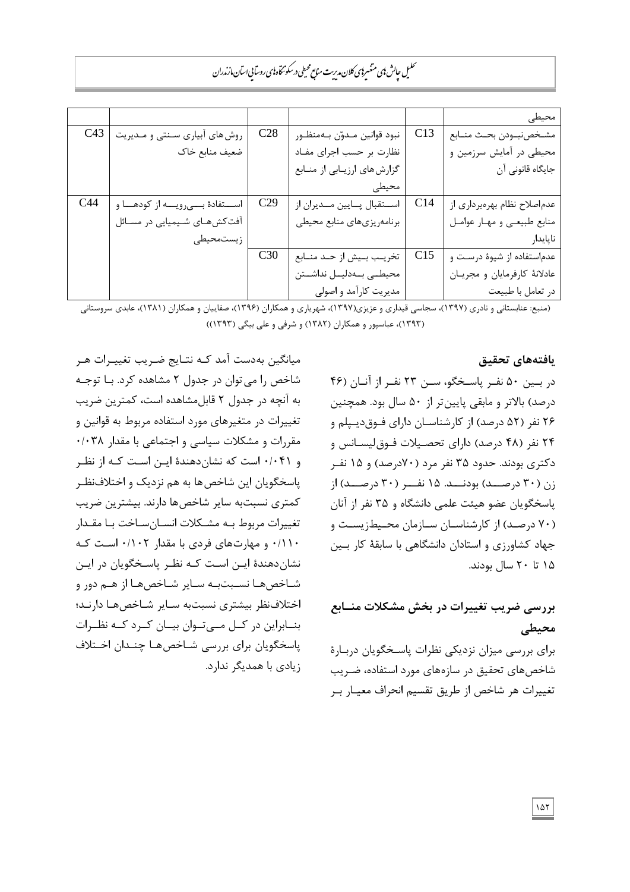| | | | | | |
|---|---|---|---|---|---|
| محیطی | | | | | |
| مشخص‌نبودن بحث منابع محیطی در آمایش سرزمین و جایگاه قانونی آن | C13 | نبود قوانین مدوّن به‌منظور نظارت بر حسب اجرای مفاد گزارش‌های ارزیابی از منابع محیطی | C28 | روش‌های آبیاری سنتی و مدیریت ضعیف منابع خاک | C43 |
| عدم‌اصلاح نظام بهره‌برداری از منابع طبیعی و مهار عوامل ناپایدار | C14 | استقبال پایین مدیران از برنامه‌ریزی‌های منابع محیطی | C29 | استفادهٔ بی‌رویه از کودها و آفت‌کش‌های شیمیایی در مسائل زیست‌محیطی | C44 |
| عدم‌استفاده از شیوهٔ درست و عادلانهٔ کارفرمایان و مجریان در تعامل با طبیعت | C15 | تخریب بیش از حد منابع محیطی به‌دلیل نداشتن مدیریت کارآمد و اصولی | C30 | | |

(منبع: عنابستانی و نادری (۱۳۹۷)، سجاسی قیداری و عزیزی(۱۳۹۷)، شهریاری و همکاران (۱۳۹۶)، صفاییان و همکاران (۱۳۸۱)، عابدی سروستانی (۱۳۹۳)، عباسپور و همکاران (۱۳۸۲) و شرفی و علی بیگی (۱۳۹۳))

## یافته‌های تحقیق

در بین ۵۰ نفر پاسخگو، سن ۲۳ نفر از آنان (۴۶ درصد) بالاتر و مابقی پایین‌تر از ۵۰ سال بود. همچنین ۲۶ نفر (۵۲ درصد) از کارشناسان دارای فوق‌دیپلم و ۲۴ نفر (۴۸ درصد) دارای تحصیلات فوق‌لیسانس و دکتری بودند. حدود ۳۵ نفر مرد (۷۰درصد) و ۱۵ نفر زن (۳۰ درصد) بودند. ۱۵ نفر (۳۰ درصد) از پاسخگویان عضو هیئت علمی دانشگاه و ۳۵ نفر از آنان (۷۰ درصد) از کارشناسان سازمان محیط‌زیست و جهاد کشاورزی و استادان دانشگاهی با سابقهٔ کار بین ۱۵ تا ۲۰ سال بودند.

## بررسی ضریب تغییرات در بخش مشکلات منابع محیطی

برای بررسی میزان نزدیکی نظرات پاسخگویان دربارهٔ شاخص‌های تحقیق در سازه‌های مورد استفاده، ضریب تغییرات هر شاخص از طریق تقسیم انحراف معیار بر میانگین به‌دست آمد که نتایج ضریب تغییرات هر شاخص را می‌توان در جدول ۲ مشاهده کرد. با توجه به آنچه در جدول ۲ قابل‌مشاهده است، کمترین ضریب تغییرات در متغیرهای مورد استفاده مربوط به قوانین و مقررات و مشکلات سیاسی و اجتماعی با مقدار ۰/۰۳۸ و ۰/۰۴۱ است که نشان‌دهندهٔ این است که از نظر پاسخگویان این شاخص‌ها به هم نزدیک و اختلاف‌نظر کمتری نسبت‌به سایر شاخص‌ها دارند. بیشترین ضریب تغییرات مربوط به مشکلات انسان‌ساخت با مقدار ۰/۱۱۰ و مهارت‌های فردی با مقدار ۰/۱۰۲ است که نشان‌دهندهٔ این است که نظر پاسخگویان در این شاخص‌ها نسبت‌به سایر شاخص‌ها از هم دور و اختلاف‌نظر بیشتری نسبت‌به سایر شاخص‌ها دارند؛ بنابراین در کل می‌توان بیان کرد که نظرات پاسخگویان برای بررسی شاخص‌ها چندان اختلاف زیادی با همدیگر ندارد.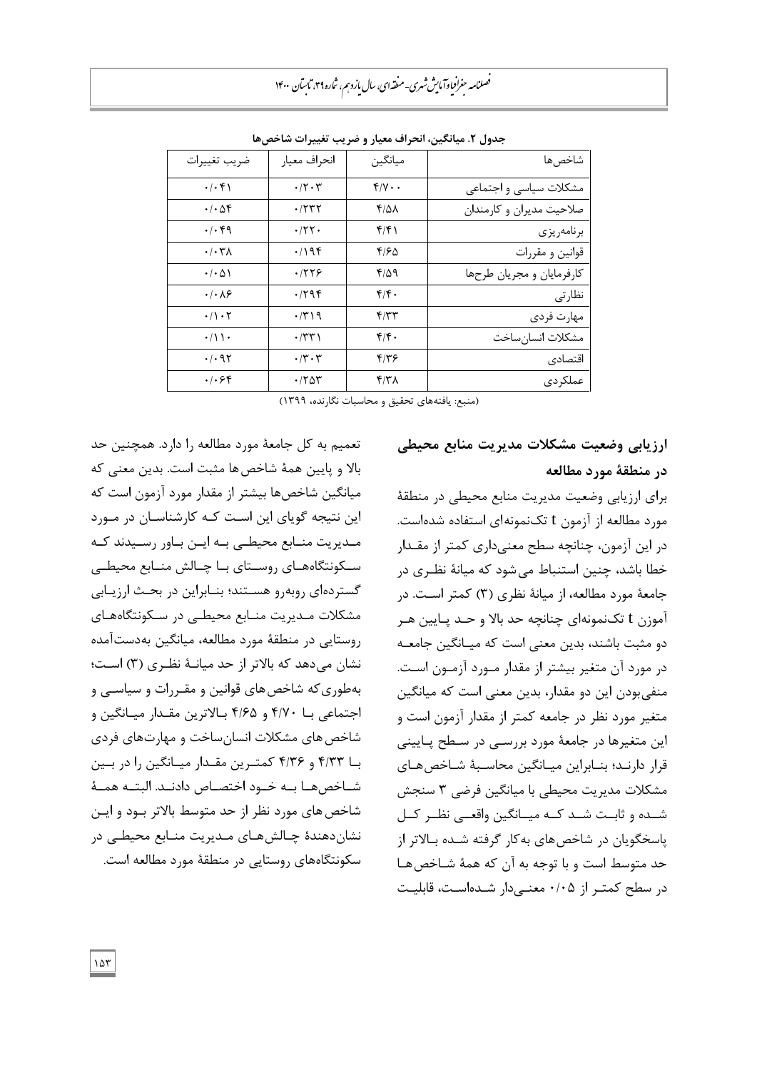جدول ۲. میانگین، انحراف معیار و ضریب تغییرات شاخص‌ها

| شاخص‌ها | میانگین | انحراف معیار | ضریب تغییرات |
|---|---|---|---|
| مشکلات سیاسی و اجتماعی | ۴/۷۰ | ۰/۲۰۳ | ۰/۰۴۱ |
| صلاحیت مدیران و کارمندان | ۴/۵۸ | ۰/۲۳۲ | ۰/۰۵۴ |
| برنامه‌ریزی | ۴/۴۱ | ۰/۲۲۰ | ۰/۰۴۹ |
| قوانین و مقررات | ۴/۶۵ | ۰/۱۹۴ | ۰/۰۳۸ |
| کارفرمایان و مجریان طرح‌ها | ۴/۵۹ | ۰/۲۲۶ | ۰/۰۵۱ |
| نظارتی | ۴/۴۰ | ۰/۲۹۴ | ۰/۰۸۶ |
| مهارت فردی | ۴/۳۳ | ۰/۳۱۹ | ۰/۱۰۲ |
| مشکلات انسان‌ساخت | ۴/۴۰ | ۰/۳۳۱ | ۰/۱۱۰ |
| اقتصادی | ۴/۳۶ | ۰/۳۰۳ | ۰/۰۹۲ |
| عملکردی | ۴/۳۸ | ۰/۲۵۳ | ۰/۰۶۴ |

(منبع: یافته‌های تحقیق و محاسبات نگارنده، ۱۳۹۹)

### ارزیابی وضعیت مشکلات مدیریت منابع محیطی در منطقهٔ مورد مطالعه

برای ارزیابی وضعیت مدیریت منابع محیطی در منطقهٔ مورد مطالعه از آزمون t تک‌نمونه‌ای استفاده شده‌است. در این آزمون، چنانچه سطح معنی‌داری کمتر از مقدار خطا باشد، چنین استنباط می‌شود که میانهٔ نظری در جامعهٔ مورد مطالعه، از میانهٔ نظری (۳) کمتر است. در آموزن t تک‌نمونه‌ای چنانچه حد بالا و حد پایین هر دو مثبت باشند، بدین معنی است که میانگین جامعه در مورد آن متغیر بیشتر از مقدار مورد آزمون است. منفی‌بودن این دو مقدار، بدین معنی است که میانگین متغیر مورد نظر در جامعه کمتر از مقدار آزمون است و این متغیرها در جامعهٔ مورد بررسی در سطح پایینی قرار دارند؛ بنابراین میانگین محاسبهٔ شاخص‌های مشکلات مدیریت محیطی با میانگین فرضی ۳ سنجش شده و ثابت شد که میانگین واقعی نظر کل پاسخگویان در شاخص‌های به‌کار گرفته شده بالاتر از حد متوسط است و با توجه به آن که همهٔ شاخص‌ها در سطح کمتر از ۰/۰۵ معنی‌دار شده‌است، قابلیت تعمیم به کل جامعهٔ مورد مطالعه را دارد. همچنین حد بالا و پایین همهٔ شاخص‌ها مثبت است. بدین معنی که میانگین شاخص‌ها بیشتر از مقدار مورد آزمون است که این نتیجه گویای این است که کارشناسان در مورد مدیریت منابع محیطی به این باور رسیدند که سکونتگاه‌های روستای با چالش منابع محیطی گسترده‌ای روبه‌رو هستند؛ بنابراین در بحث ارزیابی مشکلات مدیریت منابع محیطی در سکونتگاه‌های روستایی در منطقهٔ مورد مطالعه، میانگین به‌دست‌آمده نشان می‌دهد که بالاتر از حد میانهٔ نظری (۳) است؛ به‌طوری‌که شاخص‌های قوانین و مقررات و سیاسی و اجتماعی با ۴/۷۰ و ۴/۶۵ بالاترین مقدار میانگین و شاخص‌های مشکلات انسان‌ساخت و مهارت‌های فردی با ۴/۳۳ و ۴/۳۶ کمترین مقدار میانگین را در بین شاخص‌ها به خود اختصاص دادند. البته همهٔ شاخص‌های مورد نظر از حد متوسط بالاتر بود و این نشان‌دهندهٔ چالش‌های مدیریت منابع محیطی در سکونتگاه‌های روستایی در منطقهٔ مورد مطالعه است.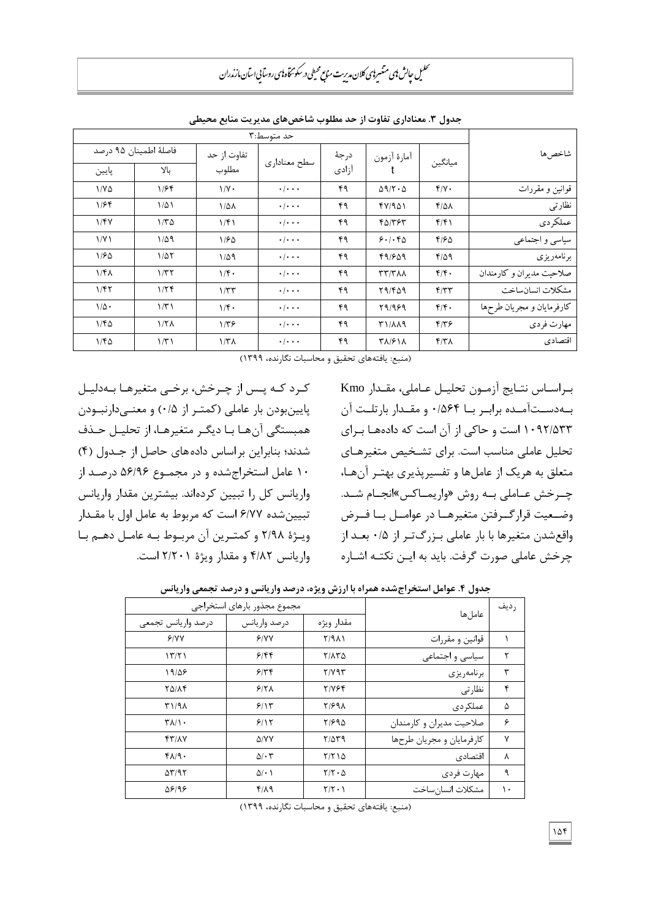**جدول ۳. معناداری تفاوت از حد مطلوب شاخص‌های مدیریت منابع محیطی**

| شاخص‌ها | حد متوسط:۳ | | | | | | |
|---|---|---|---|---|---|---|---|
| | میانگین | آمارهٔ آزمون t | درجهٔ آزادی | سطح معناداری | تفاوت از حد مطلوب | فاصلهٔ اطمینان ۹۵ درصد | |
| | | | | | | بالا | پایین |
| قوانین و مقررات | ۴/۷۰ | ۵۹/۲۰۵ | ۴۹ | ۰/۰۰۰ | ۱/۷۰ | ۱/۶۴ | ۱/۷۵ |
| نظارتی | ۴/۵۸ | ۴۷/۹۵۱ | ۴۹ | ۰/۰۰۰ | ۱/۵۸ | ۱/۵۱ | ۱/۶۴ |
| عملکردی | ۴/۴۱ | ۴۵/۳۶۳ | ۴۹ | ۰/۰۰۰ | ۱/۴۱ | ۱/۳۵ | ۱/۴۷ |
| سیاسی و اجتماعی | ۴/۶۵ | ۶۰/۰۴۵ | ۴۹ | ۰/۰۰۰ | ۱/۶۵ | ۱/۵۹ | ۱/۷۱ |
| برنامه‌ریزی | ۴/۵۹ | ۴۹/۶۵۹ | ۴۹ | ۰/۰۰۰ | ۱/۵۹ | ۱/۵۲ | ۱/۶۵ |
| صلاحیت مدیران و کارمندان | ۴/۴۰ | ۳۳/۳۸۸ | ۴۹ | ۰/۰۰۰ | ۱/۴۰ | ۱/۳۲ | ۱/۴۸ |
| مشکلات انسان‌ساخت | ۴/۳۳ | ۲۹/۴۵۹ | ۴۹ | ۰/۰۰۰ | ۱/۳۳ | ۱/۲۴ | ۱/۴۲ |
| کارفرمایان و مجریان طرح‌ها | ۴/۴۰ | ۲۹/۹۶۹ | ۴۹ | ۰/۰۰۰ | ۱/۴۰ | ۱/۳۱ | ۱/۵۰ |
| مهارت فردی | ۴/۳۶ | ۳۱/۸۸۹ | ۴۹ | ۰/۰۰۰ | ۱/۳۶ | ۱/۲۸ | ۱/۴۵ |
| اقتصادی | ۴/۳۸ | ۳۸/۶۱۸ | ۴۹ | ۰/۰۰۰ | ۱/۳۸ | ۱/۳۱ | ۱/۴۵ |

(منبع: یافته‌های تحقیق و محاسبات نگارنده، ۱۳۹۹)

براساس نتایج آزمون تحلیل عاملی، مقدار Kmo به‌دست‌آمده برابر با ۰/۵۶۴ و مقدار بارتلت آن ۱۰۹۲/۵۳۳ است و حاکی از آن است که داده‌ها برای تحلیل عاملی مناسب است. برای تشخیص متغیرهای متعلق به هریک از عامل‌ها و تفسیرپذیری بهتر آن‌ها، چرخش عاملی به روش «واریماکس»انجام شد. وضعیت قرارگرفتن متغیرها در عوامل با فرض واقع‌شدن متغیرها با بار عاملی بزرگ‌تر از ۰/۵ بعد از چرخش عاملی صورت گرفت. باید به این نکته اشاره کرد که پس از چرخش، برخی متغیرها به‌دلیل پایین‌بودن بار عاملی (کمتر از ۰/۵) و معنی‌دارنبودن همبستگی آن‌ها با دیگر متغیرها، از تحلیل حذف شدند؛ بنابراین براساس داده‌های حاصل از جدول (۴) ۱۰ عامل استخراج‌شده و در مجموع ۵۶/۹۶ درصد از واریانس کل را تبیین کرده‌اند. بیشترین مقدار واریانس تبیین‌شده ۶/۷۷ است که مربوط به عامل اول با مقدار ویژهٔ ۲/۹۸ و کمترین آن مربوط به عامل دهم با واریانس ۴/۸۲ و مقدار ویژهٔ ۲/۲۰۱ است.

**جدول ۴. عوامل استخراج‌شده همراه با ارزش ویژه، درصد واریانس و درصد تجمعی واریانس**

| ردیف | عامل‌ها | مجموع مجذور بارهای استخراجی | | |
|---|---|---|---|---|
| | | مقدار ویژه | درصد واریانس | درصد واریانس تجمعی |
| ۱ | قوانین و مقررات | ۲/۹۸۱ | ۶/۷۷ | ۶/۷۷ |
| ۲ | سیاسی و اجتماعی | ۲/۸۳۵ | ۶/۴۴ | ۱۳/۲۱ |
| ۳ | برنامه‌ریزی | ۲/۷۹۳ | ۶/۳۴ | ۱۹/۵۶ |
| ۴ | نظارتی | ۲/۷۶۴ | ۶/۲۸ | ۲۵/۸۴ |
| ۵ | عملکردی | ۲/۶۹۸ | ۶/۱۳ | ۳۱/۹۸ |
| ۶ | صلاحیت مدیران و کارمندان | ۲/۶۹۵ | ۶/۱۲ | ۳۸/۱۰ |
| ۷ | کارفرمایان و مجریان طرح‌ها | ۲/۵۳۹ | ۵/۷۷ | ۴۳/۸۷ |
| ۸ | اقتصادی | ۲/۲۱۵ | ۵/۰۳ | ۴۸/۹۰ |
| ۹ | مهارت فردی | ۲/۲۰۵ | ۵/۰۱ | ۵۳/۹۲ |
| ۱۰ | مشکلات انسان‌ساخت | ۲/۲۰۱ | ۴/۸۹ | ۵۶/۹۶ |

(منبع: یافته‌های تحقیق و محاسبات نگارنده، ۱۳۹۹)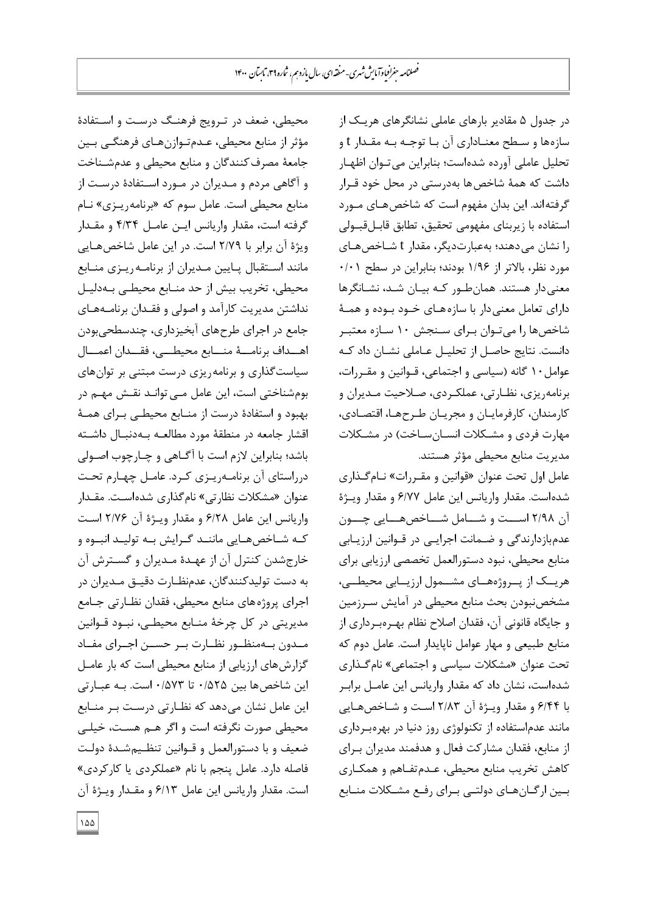در جدول ۵ مقادیر بارهای عاملی نشانگرهای هریک از سازه‌ها و سطح معناداری آن با توجه به مقدار t و تحلیل عاملی آورده شده‌است؛ بنابراین می‌توان اظهار داشت که همهٔ شاخص‌ها به‌درستی در محل خود قرار گرفته‌اند. این بدان مفهوم است که شاخص‌های مورد استفاده با زیربنای مفهومی تحقیق، تطابق قابل‌قبولی را نشان می‌دهند؛ به‌عبارت‌دیگر، مقدار t شاخص‌های مورد نظر، بالاتر از ۱/۹۶ بودند؛ بنابراین در سطح ۰/۰۱ معنی‌دار هستند. همان‌طور که بیان شد، نشانگرها دارای تعامل معنی‌دار با سازه‌های خود بوده و همهٔ شاخص‌ها را می‌توان برای سنجش ۱۰ سازه معتبر دانست. نتایج حاصل از تحلیل عاملی نشان داد که عوامل ۱۰ گانه (سیاسی و اجتماعی، قوانین و مقررات، برنامه‌ریزی، نظارتی، عملکردی، صلاحیت مدیران و کارمندان، کارفرمایان و مجریان طرح‌ها، اقتصادی، مهارت فردی و مشکلات انسان‌ساخت) در مشکلات مدیریت منابع محیطی مؤثر هستند.

عامل اول تحت عنوان «قوانین و مقررات» نام‌گذاری شده‌است. مقدار واریانس این عامل ۶/۷۷ و مقدار ویژهٔ آن ۲/۹۸ است و شامل شاخص‌هایی چون عدم‌بازدارندگی و ضمانت اجرایی در قوانین ارزیابی منابع محیطی، نبود دستورالعمل تخصصی ارزیابی برای هریک از پروژه‌های مشمول ارزیابی محیطی، مشخص‌نبودن بحث منابع محیطی در آمایش سرزمین و جایگاه قانونی آن، فقدان اصلاح نظام بهره‌برداری از منابع طبیعی و مهار عوامل ناپایدار است. عامل دوم که تحت عنوان «مشکلات سیاسی و اجتماعی» نام‌گذاری شده‌است، نشان داد که مقدار واریانس این عامل برابر با ۶/۴۴ و مقدار ویژهٔ آن ۲/۸۳ است و شاخص‌هایی مانند عدم‌استفاده از تکنولوژی روز دنیا در بهره‌برداری از منابع، فقدان مشارکت فعال و هدفمند مدیران برای کاهش تخریب منابع محیطی، عدم‌تفاهم و همکاری بین ارگان‌های دولتی برای رفع مشکلات منابع محیطی، ضعف در ترویج فرهنگ درست و استفادهٔ مؤثر از منابع محیطی، عدم‌توازن‌های فرهنگی بین جامعهٔ مصرف‌کنندگان و منابع محیطی و عدم‌شناخت و آگاهی مردم و مدیران در مورد استفادهٔ درست از منابع محیطی است. عامل سوم که «برنامه‌ریزی» نام گرفته است، مقدار واریانس این عامل ۴/۳۴ و مقدار ویژهٔ آن برابر با ۲/۷۹ است. در این عامل شاخص‌هایی مانند استقبال پایین مدیران از برنامه‌ریزی منابع محیطی، تخریب بیش از حد منابع محیطی به‌دلیل نداشتن مدیریت کارآمد و اصولی و فقدان برنامه‌های جامع در اجرای طرح‌های آبخیزداری، چندسطحی‌بودن اهداف برنامهٔ منابع محیطی، فقدان اعمال سیاست‌گذاری و برنامه‌ریزی درست مبتنی بر توان‌های بوم‌شناختی است، این عامل می‌تواند نقش مهم در بهبود و استفادهٔ درست از منابع محیطی برای همهٔ اقشار جامعه در منطقهٔ مورد مطالعه به‌دنبال داشته باشد؛ بنابراین لازم است با آگاهی و چارچوب اصولی درراستای آن برنامه‌ریزی کرد. عامل چهارم تحت عنوان «مشکلات نظارتی» نام‌گذاری شده‌است. مقدار واریانس این عامل ۶/۲۸ و مقدار ویژهٔ آن ۲/۷۶ است که شاخص‌هایی مانند گرایش به تولید انبوه و خارج‌شدن کنترل آن از عهدهٔ مدیران و گسترش آن به دست تولیدکنندگان، عدم‌نظارت دقیق مدیران در اجرای پروژه‌های منابع محیطی، فقدان نظارتی جامع مدیریتی در کل چرخهٔ منابع محیطی، نبود قوانین مدون به‌منظور نظارت بر حسن اجرای مفاد گزارش‌های ارزیابی از منابع محیطی است که بار عامل این شاخص‌ها بین ۰/۵۲۵ تا ۰/۵۷۳ است. به عبارتی این عامل نشان می‌دهد که نظارتی درست بر منابع محیطی صورت نگرفته است و اگر هم هست، خیلی ضعیف و با دستورالعمل و قوانین تنظیم‌شدهٔ دولت فاصله دارد. عامل پنجم با نام «عملکردی یا کارکردی» است. مقدار واریانس این عامل ۶/۱۳ و مقدار ویژهٔ آن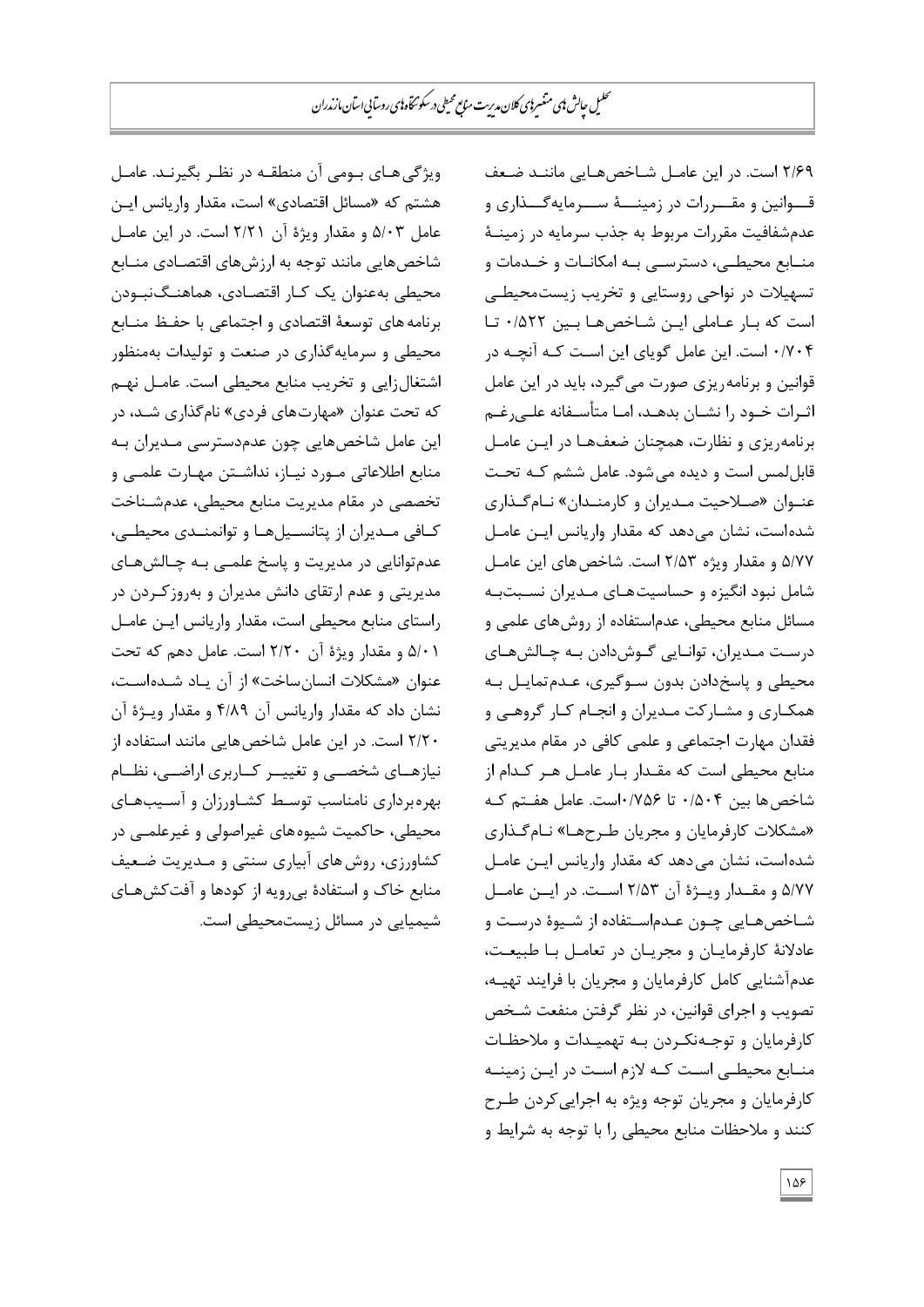۲/۶۹ است. در این عامل شاخص‌هایی مانند ضعف قوانین و مقررات در زمینۀ سرمایه‌گذاری و عدم‌شفافیت مقررات مربوط به جذب سرمایه در زمینۀ منابع محیطی، دسترسی به امکانات و خدمات و تسهیلات در نواحی روستایی و تخریب زیست‌محیطی است که بار عاملی این شاخص‌ها بین ۰/۵۲۲ تا ۰/۷۰۴ است. این عامل گویای این است که آنچه در قوانین و برنامه‌ریزی صورت می‌گیرد، باید در این عامل اثرات خود را نشان بدهد، اما متأسفانه علی‌رغم برنامه‌ریزی و نظارت، همچنان ضعف‌ها در این عامل قابل‌لمس است و دیده می‌شود. عامل ششم که تحت عنوان «صلاحیت مدیران و کارمندان» نام‌گذاری شده‌است، نشان می‌دهد که مقدار واریانس این عامل ۵/۷۷ و مقدار ویژه ۲/۵۳ است. شاخص‌های این عامل شامل نبود انگیزه و حساسیت‌های مدیران نسبت‌به مسائل منابع محیطی، عدم‌استفاده از روش‌های علمی و درست مدیران، توانایی گوش‌دادن به چالش‌های محیطی و پاسخ‌دادن بدون سوگیری، عدم‌تمایل به همکاری و مشارکت مدیران و انجام کار گروهی و فقدان مهارت اجتماعی و علمی کافی در مقام مدیریتی منابع محیطی است که مقدار بار عامل هر کدام از شاخص‌ها بین ۰/۵۰۴ تا ۰/۷۵۶است. عامل هفتم که «مشکلات کارفرمایان و مجریان طرح‌ها» نام‌گذاری شده‌است، نشان می‌دهد که مقدار واریانس این عامل ۵/۷۷ و مقدار ویژۀ آن ۲/۵۳ است. در این عامل شاخص‌هایی چون عدم‌استفاده از شیوۀ درست و عادلانۀ کارفرمایان و مجریان در تعامل با طبیعت، عدم‌آشنایی کامل کارفرمایان و مجریان با فرایند تهیه، تصویب و اجرای قوانین، در نظر گرفتن منفعت شخص کارفرمایان و توجه‌نکردن به تهمیدات و ملاحظات منابع محیطی است که لازم است در این زمینه کارفرمایان و مجریان توجه ویژه به اجرایی‌کردن طرح کنند و ملاحظات منابع محیطی را با توجه به شرایط و ویژگی‌های بومی آن منطقه در نظر بگیرند. عامل هشتم که «مسائل اقتصادی» است، مقدار واریانس این عامل ۵/۰۳ و مقدار ویژۀ آن ۲/۲۱ است. در این عامل شاخص‌هایی مانند توجه به ارزش‌های اقتصادی منابع محیطی به‌عنوان یک کار اقتصادی، هماهنگ‌نبودن برنامه‌های توسعۀ اقتصادی و اجتماعی با حفظ منابع محیطی و سرمایه‌گذاری در صنعت و تولیدات به‌منظور اشتغال‌زایی و تخریب منابع محیطی است. عامل نهم که تحت عنوان «مهارت‌های فردی» نام‌گذاری شد، در این عامل شاخص‌هایی چون عدم‌دسترسی مدیران به منابع اطلاعاتی مورد نیاز، نداشتن مهارت علمی و تخصصی در مقام مدیریت منابع محیطی، عدم‌شناخت کافی مدیران از پتانسیل‌ها و توانمندی محیطی، عدم‌توانایی در مدیریت و پاسخ علمی به چالش‌های مدیریتی و عدم ارتقای دانش مدیران و به‌روزکردن در راستای منابع محیطی است، مقدار واریانس این عامل ۵/۰۱ و مقدار ویژۀ آن ۲/۲۰ است. عامل دهم که تحت عنوان «مشکلات انسان‌ساخت» از آن یاد شده‌است، نشان داد که مقدار واریانس آن ۴/۸۹ و مقدار ویژۀ آن ۲/۲۰ است. در این عامل شاخص‌هایی مانند استفاده از نیازهای شخصی و تغییر کاربری اراضی، نظام بهره‌برداری نامناسب توسط کشاورزان و آسیب‌های محیطی، حاکمیت شیوه‌های غیراصولی و غیرعلمی در کشاورزی، روش‌های آبیاری سنتی و مدیریت ضعیف منابع خاک و استفادۀ بی‌رویه از کودها و آفت‌کش‌های شیمیایی در مسائل زیست‌محیطی است.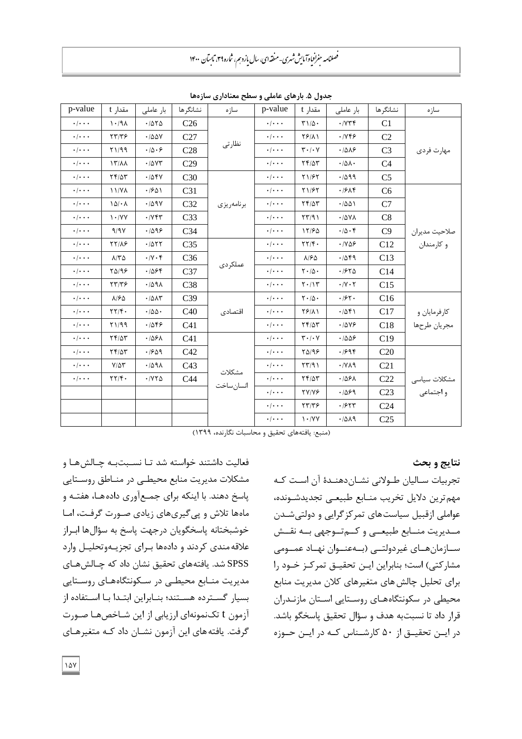جدول ۵. بارهای عاملی و سطح معناداری سازه‌ها

| سازه | نشانگرها | بار عاملی | مقدار t | p-value | سازه | نشانگرها | بار عاملی | مقدار t | p-value |
|---|---|---|---|---|---|---|---|---|---|
| مهارت فردی | C1 | ۰/۷۳۴ | ۳۱/۵۰ | ۰/۰۰۰ | نظارتی | C26 | ۰/۵۲۵ | ۱۰/۹۸ | ۰/۰۰۰ |
| | C2 | ۰/۷۴۶ | ۲۶/۸۱ | ۰/۰۰۰ | | C27 | ۰/۵۵۷ | ۲۳/۳۶ | ۰/۰۰۰ |
| | C3 | ۰/۵۸۶ | ۳۰/۰۷ | ۰/۰۰۰ | | C28 | ۰/۵۰۶ | ۲۱/۹۹ | ۰/۰۰۰ |
| | C4 | ۰/۵۸۰ | ۲۴/۵۳ | ۰/۰۰۰ | | C29 | ۰/۵۷۳ | ۱۳/۸۸ | ۰/۰۰۰ |
| | C5 | ۰/۵۹۹ | ۲۱/۶۲ | ۰/۰۰۰ | برنامه‌ریزی | C30 | ۰/۵۴۷ | ۲۴/۵۳ | ۰/۰۰۰ |
| صلاحیت مدیران و کارمندان | C6 | ۰/۶۸۴ | ۲۱/۶۲ | ۰/۰۰۰ | | C31 | ۰/۶۵۱ | ۱۱/۷۸ | ۰/۰۰۰ |
| | C7 | ۰/۵۵۱ | ۲۴/۵۳ | ۰/۰۰۰ | | C32 | ۰/۵۹۷ | ۱۵/۰۸ | ۰/۰۰۰ |
| | C8 | ۰/۵۷۸ | ۲۳/۹۱ | ۰/۰۰۰ | | C33 | ۰/۷۴۳ | ۱۰/۷۷ | ۰/۰۰۰ |
| | C9 | ۰/۵۰۴ | ۱۲/۶۵ | ۰/۰۰۰ | | C34 | ۰/۵۹۶ | ۹/۹۷ | ۰/۰۰۰ |
| | C12 | ۰/۷۵۶ | ۲۲/۴۰ | ۰/۰۰۰ | عملکردی | C35 | ۰/۵۲۲ | ۲۲/۸۶ | ۰/۰۰۰ |
| | C13 | ۰/۵۴۹ | ۸/۶۵ | ۰/۰۰۰ | | C36 | ۰/۷۰۴ | ۸/۳۵ | ۰/۰۰۰ |
| | C14 | ۰/۶۲۵ | ۲۰/۵۰ | ۰/۰۰۰ | | C37 | ۰/۵۶۴ | ۲۵/۹۶ | ۰/۰۰۰ |
| | C15 | ۰/۷۰۲ | ۲۰/۱۳ | ۰/۰۰۰ | | C38 | ۰/۵۹۸ | ۲۳/۳۶ | ۰/۰۰۰ |
| کارفرمایان و مجریان طرح‌ها | C16 | ۰/۶۲۰ | ۲۰/۵۰ | ۰/۰۰۰ | اقتصادی | C39 | ۰/۵۸۳ | ۸/۶۵ | ۰/۰۰۰ |
| | C17 | ۰/۵۴۱ | ۲۶/۸۱ | ۰/۰۰۰ | | C40 | ۰/۵۵۰ | ۲۲/۴۰ | ۰/۰۰۰ |
| | C18 | ۰/۵۷۶ | ۲۴/۵۳ | ۰/۰۰۰ | | C41 | ۰/۵۴۶ | ۲۱/۹۹ | ۰/۰۰۰ |
| | C19 | ۰/۵۵۶ | ۳۰/۰۷ | ۰/۰۰۰ | مشکلات انسان‌ساخت | C41 | ۰/۵۶۸ | ۲۴/۵۳ | ۰/۰۰۰ |
| مشکلات سیاسی و اجتماعی | C20 | ۰/۶۹۴ | ۲۵/۹۶ | ۰/۰۰۰ | | C42 | ۰/۶۵۹ | ۲۴/۵۳ | ۰/۰۰۰ |
| | C21 | ۰/۷۸۹ | ۲۳/۹۱ | ۰/۰۰۰ | | C43 | ۰/۵۹۸ | ۷/۵۳ | ۰/۰۰۰ |
| | C22 | ۰/۵۶۸ | ۲۴/۵۳ | ۰/۰۰۰ | | C44 | ۰/۷۲۵ | ۲۲/۴۰ | ۰/۰۰۰ |
| | C23 | ۰/۵۶۹ | ۲۷/۷۶ | ۰/۰۰۰ | | | | | |
| | C24 | ۰/۶۲۳ | ۲۳/۳۶ | ۰/۰۰۰ | | | | | |
| | C25 | ۰/۵۸۹ | ۱۰/۷۷ | ۰/۰۰۰ | | | | | |

(منبع: یافته‌های تحقیق و محاسبات نگارنده، ۱۳۹۹)

## نتایج و بحث

تجربیات سالیان طولانی نشان‌دهندهٔ آن است که مهم‌ترین دلایل تخریب منابع طبیعی تجدیدشونده، عواملی ازقبیل سیاست‌های تمرکزگرایی و دولتی‌شدن مدیریت منابع طبیعی و کم‌توجهی به نقش سازمان‌های غیردولتی (به‌عنوان نهاد عمومی مشارکتی) است؛ بنابراین این تحقیق تمرکز خود را برای تحلیل چالش‌های متغیرهای کلان مدیریت منابع محیطی در سکونتگاه‌های روستایی استان مازندران قرار داد تا نسبت‌به هدف و سؤال تحقیق پاسخگو باشد. در این تحقیق از ۵۰ کارشناس که در این حوزه فعالیت داشتند خواسته شد تا نسبت‌به چالش‌ها و مشکلات مدیریت منابع محیطی در مناطق روستایی پاسخ دهند. با اینکه برای جمع‌آوری داده‌ها، هفته و ماه‌ها تلاش و پی‌گیری‌های زیادی صورت گرفت، اما خوشبختانه پاسخگویان درجهت پاسخ به سؤال‌ها ابراز علاقه‌مندی کردند و داده‌ها برای تجزیه‌وتحلیل وارد SPSS شد. یافته‌های تحقیق نشان داد که چالش‌های مدیریت منابع محیطی در سکونتگاه‌های روستایی بسیار گسترده هستند؛ بنابراین ابتدا با استفاده از آزمون t تک‌نمونه‌ای ارزیابی از این شاخص‌ها صورت گرفت. یافته‌های این آزمون نشان داد که متغیرهای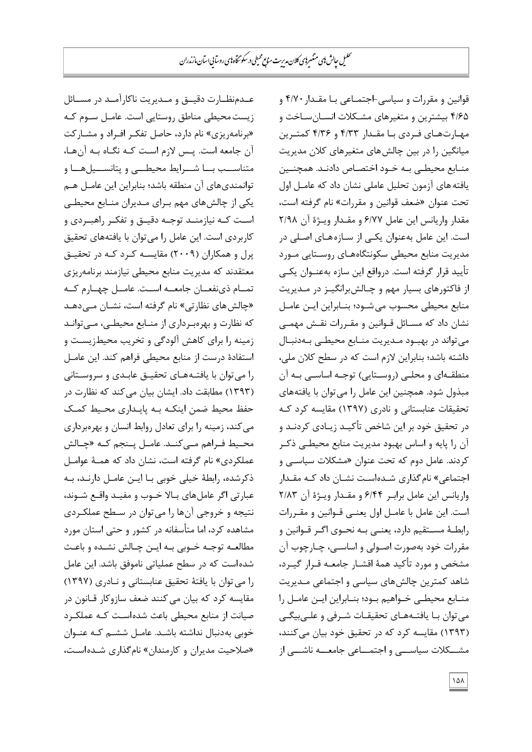قوانین و مقررات و سیاسی-اجتماعی با مقدار ۴/۷۰ و ۴/۶۵ بیشترین و متغیرهای مشکلات انسان‌ساخت و مهارت‌های فردی با مقدار ۴/۳۳ و ۴/۳۶ کمترین میانگین را در بین چالش‌های متغیرهای کلان مدیریت منابع محیطی به خود اختصاص دادند. همچنین یافته‌های آزمون تحلیل عاملی نشان داد که عامل اول تحت عنوان «ضعف قوانین و مقررات» نام گرفته است، مقدار واریانس این عامل ۶/۷۷ و مقدار ویژهٔ آن ۲/۹۸ است. این عامل به‌عنوان یکی از سازه‌های اصلی در مدیریت منابع محیطی سکونتگاه‌های روستایی مورد تأیید قرار گرفته است. درواقع این سازه به‌عنوان یکی از فاکتورهای بسیار مهم و چالش‌برانگیز در مدیریت منابع محیطی محسوب می‌شود؛ بنابراین این عامل نشان داد که مسائل قوانین و مقررات نقش مهمی می‌تواند در بهبود مدیریت منابع محیطی به‌دنبال داشته باشد؛ بنابراین لازم است که در سطح کلان ملی، منطقه‌ای و محلی (روستایی) توجه اساسی به آن مبذول شود. همچنین این عامل را می‌توان با یافته‌های تحقیقات عنابستانی و نادری (۱۳۹۷) مقایسه کرد که در تحقیق خود بر این شاخص تأکید زیادی کردند و آن را پایه و اساس بهبود مدیریت منابع محیطی ذکر کردند. عامل دوم که تحت عنوان «مشکلات سیاسی و اجتماعی» نام‌گذاری شده‌است نشان داد که مقدار واریانس این عامل برابر ۶/۴۴ و مقدار ویژهٔ آن ۲/۸۳ است. این عامل با عامل اول یعنی قوانین و مقررات رابطهٔ مستقیم دارد، یعنی به نحوی اگر قوانین و مقررات خود به‌صورت اصولی و اساسی، چارچوب آن مشخص و مورد تأکید همهٔ اقشار جامعه قرار گیرد، شاهد کمترین چالش‌های سیاسی و اجتماعی مدیریت منابع محیطی خواهیم بود؛ بنابراین این عامل را می‌توان با یافته‌های تحقیقات شرفی و علی‌بیگی (۱۳۹۳) مقایسه کرد که در تحقیق خود بیان می‌کنند، مشکلات سیاسی و اجتماعی جامعه ناشی از عدم‌نظارت دقیق و مدیریت ناکارآمد در مسائل زیست‌محیطی مناطق روستایی است. عامل سوم که «برنامه‌ریزی» نام دارد، حاصل تفکر افراد و مشارکت آن جامعه است. پس لازم است که نگاه به آن‌ها، متناسب با شرایط محیطی و پتانسیل‌ها و توانمندی‌های آن منطقه باشد؛ بنابراین این عامل هم یکی از چالش‌های مهم برای مدیران منابع محیطی است که نیازمند توجه دقیق و تفکر راهبردی و کاربردی است. این عامل را می‌توان با یافته‌های تحقیق پرل و همکاران (۲۰۰۹) مقایسه کرد که در تحقیق معتقدند که مدیریت منابع محیطی نیازمند برنامه‌ریزی تمام ذی‌نفعان جامعه است. عامل چهارم که «چالش‌های نظارتی» نام گرفته است، نشان می‌دهد که نظارت و بهره‌برداری از منابع محیطی، می‌تواند زمینه را برای کاهش آلودگی و تخریب محیط‌زیست و استفادهٔ درست از منابع محیطی فراهم کند. این عامل را می‌توان با یافته‌های تحقیق عابدی و سروستانی (۱۳۹۳) مطابقت داد. ایشان بیان می‌کند که نظارت در حفظ محیط ضمن اینکه به پایداری محیط کمک می‌کند، زمینه را برای تعادل روابط انسان و بهره‌برداری محیط فراهم می‌کند. عامل پنجم که «چالش عملکردی» نام گرفته است، نشان داد که همهٔ عوامل ذکرشده، رابطهٔ خیلی خوبی با این عامل دارند، به عبارتی اگر عامل‌های بالا خوب و مفید واقع شوند، نتیجه و خروجی آن‌ها را می‌توان در سطح عملکردی مشاهده کرد، اما متأسفانه در کشور و حتی استان مورد مطالعه توجه خوبی به این چالش نشده و باعث شده‌است که در سطح عملیاتی ناموفق باشد. این عامل را می‌توان با یافتهٔ تحقیق عنابستانی و نادری (۱۳۹۷) مقایسه کرد که بیان می‌کنند ضعف سازوکار قانون در صیانت از منابع محیطی باعث شده‌است که عملکرد خوبی به‌دنبال نداشته باشد. عامل ششم که عنوان «صلاحیت مدیران و کارمندان» نام‌گذاری شده‌است،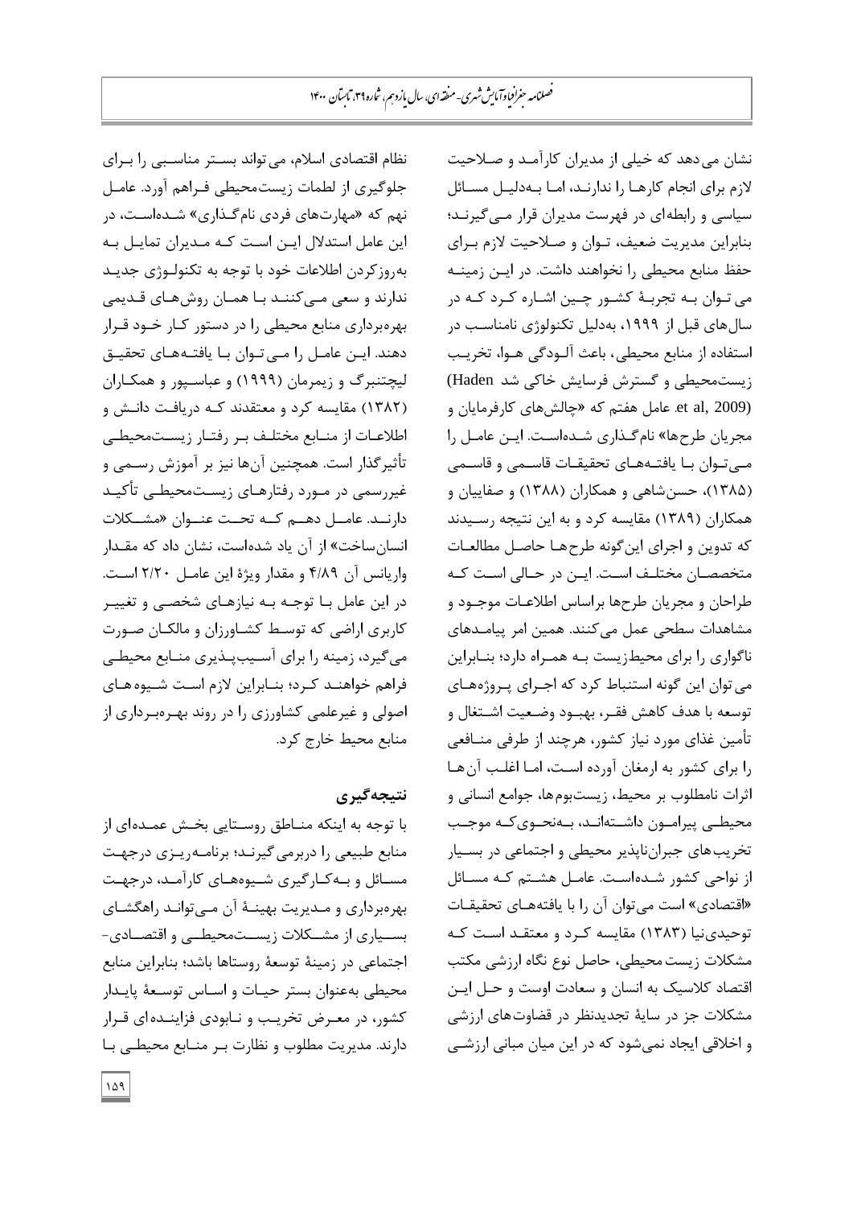نشان می‌دهد که خیلی از مدیران کارآمد و صلاحیت لازم برای انجام کارها را ندارند، اما به‌دلیل مسائل سیاسی و رابطه‌ای در فهرست مدیران قرار می‌گیرند؛ بنابراین مدیریت ضعیف، توان و صلاحیت لازم برای حفظ منابع محیطی را نخواهند داشت. در این زمینه می‌توان به تجربهٔ کشور چین اشاره کرد که در سال‌های قبل از ۱۹۹۹، به‌دلیل تکنولوژی نامناسب در استفاده از منابع محیطی، باعث آلودگی هوا، تخریب زیست‌محیطی و گسترش فرسایش خاکی شد (Haden et al, 2009). عامل هفتم که «چالش‌های کارفرمایان و مجریان طرح‌ها» نام‌گذاری شده‌است. این عامل را می‌توان با یافته‌های تحقیقات قاسمی و قاسمی (۱۳۸۵)، حسن‌شاهی و همکاران (۱۳۸۸) و صفاییان و همکاران (۱۳۸۹) مقایسه کرد و به این نتیجه رسیدند که تدوین و اجرای این‌گونه طرح‌ها حاصل مطالعات متخصصان مختلف است. این در حالی است که طراحان و مجریان طرح‌ها براساس اطلاعات موجود و مشاهدات سطحی عمل می‌کنند. همین امر پیامدهای ناگواری را برای محیط‌زیست به همراه دارد؛ بنابراین می‌توان این گونه استنباط کرد که اجرای پروژه‌های توسعه با هدف کاهش فقر، بهبود وضعیت اشتغال و تأمین غذای مورد نیاز کشور، هرچند از طرفی منافعی را برای کشور به ارمغان آورده است، اما اغلب آن‌ها اثرات نامطلوب بر محیط، زیست‌بوم‌ها، جوامع انسانی و محیطی پیرامون داشته‌اند، به‌نحوی‌که موجب تخریب‌های جبران‌ناپذیر محیطی و اجتماعی در بسیار از نواحی کشور شده‌است. عامل هشتم که مسائل «اقتصادی» است می‌توان آن را با یافته‌های تحقیقات توحیدی‌نیا (۱۳۸۳) مقایسه کرد و معتقد است که مشکلات زیست محیطی، حاصل نوع نگاه ارزشی مکتب اقتصاد کلاسیک به انسان و سعادت اوست و حل این مشکلات جز در سایهٔ تجدیدنظر در قضاوت‌های ارزشی و اخلاقی ایجاد نمی‌شود که در این میان مبانی ارزشی نظام اقتصادی اسلام، می‌تواند بستر مناسبی را برای جلوگیری از لطمات زیست‌محیطی فراهم آورد. عامل نهم که «مهارت‌های فردی نام‌گذاری» شده‌است، در این عامل استدلال این است که مدیران تمایل به به‌روزکردن اطلاعات خود با توجه به تکنولوژی جدید ندارند و سعی می‌کنند با همان روش‌های قدیمی بهره‌برداری منابع محیطی را در دستور کار خود قرار دهند. این عامل را می‌توان با یافته‌های تحقیق لیچتنبرگ و زیمرمان (۱۹۹۹) و عباسپور و همکاران (۱۳۸۲) مقایسه کرد و معتقدند که دریافت دانش و اطلاعات از منابع مختلف بر رفتار زیست‌محیطی تأثیرگذار است. همچنین آن‌ها نیز بر آموزش رسمی و غیررسمی در مورد رفتارهای زیست‌محیطی تأکید دارند. عامل دهم که تحت عنوان «مشکلات انسان‌ساخت» از آن یاد شده‌است، نشان داد که مقدار واریانس آن ۴/۸۹ و مقدار ویژهٔ این عامل ۲/۲۰ است. در این عامل با توجه به نیازهای شخصی و تغییر کاربری اراضی که توسط کشاورزان و مالکان صورت می‌گیرد، زمینه را برای آسیب‌پذیری منابع محیطی فراهم خواهند کرد؛ بنابراین لازم است شیوه‌های اصولی و غیرعلمی کشاورزی را در روند بهره‌برداری از منابع محیط خارج کرد.

## نتیجه‌گیری

با توجه به اینکه مناطق روستایی بخش عمده‌ای از منابع طبیعی را دربرمی‌گیرند؛ برنامه‌ریزی درجهت مسائل و به‌کارگیری شیوه‌های کارآمد، درجهت بهره‌برداری و مدیریت بهینهٔ آن می‌تواند راهگشای بسیاری از مشکلات زیست‌محیطی و اقتصادی-اجتماعی در زمینهٔ توسعهٔ روستاها باشد؛ بنابراین منابع محیطی به‌عنوان بستر حیات و اساس توسعهٔ پایدار کشور، در معرض تخریب و نابودی فزاینده‌ای قرار دارند. مدیریت مطلوب و نظارت بر منابع محیطی با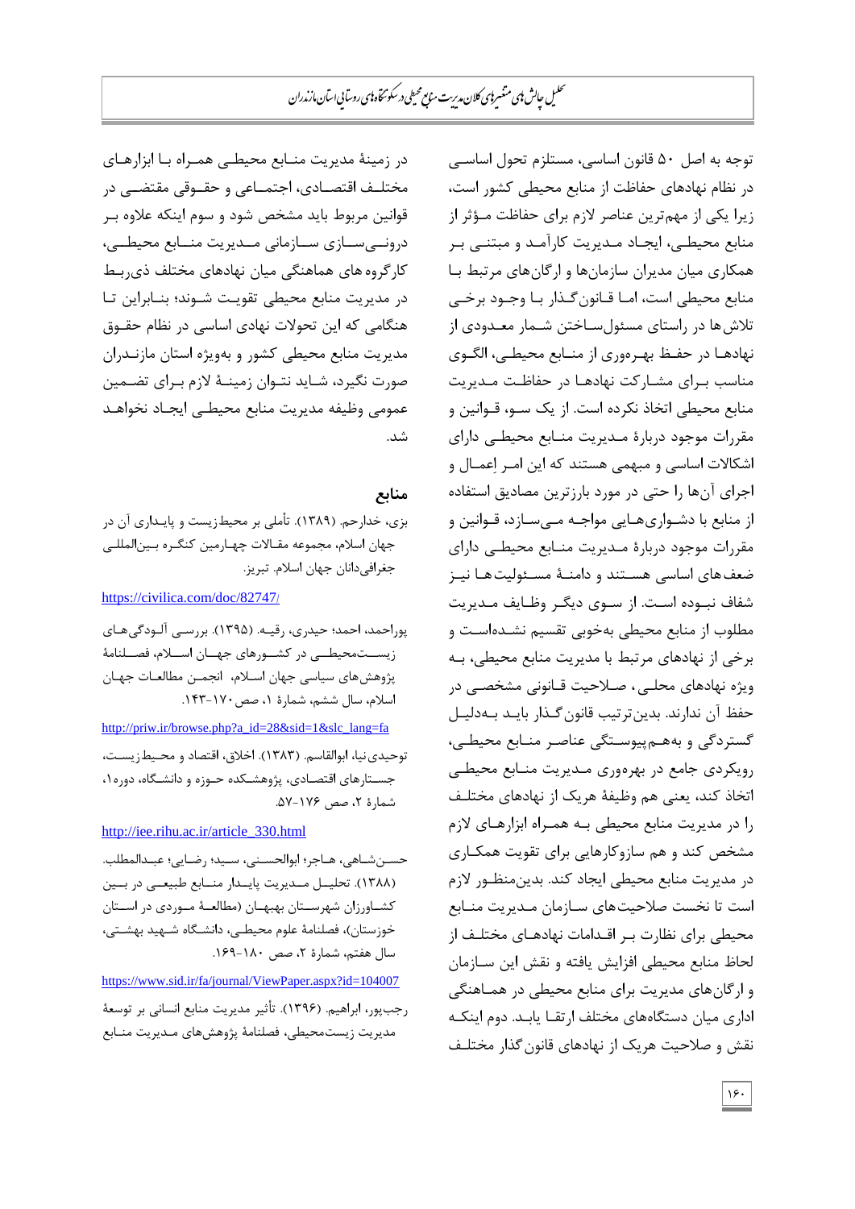توجه به اصل ۵۰ قانون اساسی، مستلزم تحول اساسی در نظام نهادهای حفاظت از منابع محیطی کشور است، زیرا یکی از مهم‌ترین عناصر لازم برای حفاظت مؤثر از منابع محیطی، ایجاد مدیریت کارآمد و مبتنی بر همکاری میان مدیران سازمان‌ها و ارگان‌های مرتبط با منابع محیطی است، اما قانون‌گذار با وجود برخی تلاش‌ها در راستای مسئول‌ساختن شمار معدودی از نهادها در حفظ بهره‌وری از منابع محیطی، الگوی مناسب برای مشارکت نهادها در حفاظت مدیریت منابع محیطی اتخاذ نکرده است. از یک سو، قوانین و مقررات موجود دربارهٔ مدیریت منابع محیطی دارای اشکالات اساسی و مبهمی هستند که این امر اعمال و اجرای آن‌ها را حتی در مورد بارزترین مصادیق استفاده از منابع با دشواری‌هایی مواجه می‌سازد، قوانین و مقررات موجود دربارهٔ مدیریت منابع محیطی دارای ضعف‌های اساسی هستند و دامنهٔ مسئولیت‌ها نیز شفاف نبوده است. از سوی دیگر وظایف مدیریت مطلوب از منابع محیطی به‌خوبی تقسیم نشده‌است و برخی از نهادهای مرتبط با مدیریت منابع محیطی، به ویژه نهادهای محلی، صلاحیت قانونی مشخصی در حفظ آن ندارند. بدین‌ترتیب قانون‌گذار باید به‌دلیل گستردگی و به‌هم‌پیوستگی عناصر منابع محیطی، رویکردی جامع در بهره‌وری مدیریت منابع محیطی اتخاذ کند، یعنی هم وظیفهٔ هریک از نهادهای مختلف را در مدیریت منابع محیطی به همراه ابزارهای لازم مشخص کند و هم سازوکارهایی برای تقویت همکاری در مدیریت منابع محیطی ایجاد کند. بدین‌منظور لازم است تا نخست صلاحیت‌های سازمان مدیریت منابع محیطی برای نظارت بر اقدامات نهادهای مختلف از لحاظ منابع محیطی افزایش یافته و نقش این سازمان و ارگان‌های مدیریت برای منابع محیطی در هماهنگی اداری میان دستگاه‌های مختلف ارتقا یابد. دوم اینکه نقش و صلاحیت هریک از نهادهای قانون‌گذار مختلف در زمینهٔ مدیریت منابع محیطی همراه با ابزارهای مختلف اقتصادی، اجتماعی و حقوقی مقتضی در قوانین مربوط باید مشخص شود و سوم اینکه علاوه بر درونی‌سازی سازمانی مدیریت منابع محیطی، کارگروه‌های هماهنگی میان نهادهای مختلف ذی‌ربط در مدیریت منابع محیطی تقویت شوند؛ بنابراین تا هنگامی که این تحولات نهادی اساسی در نظام حقوق مدیریت منابع محیطی کشور و به‌ویژه استان مازندران صورت نگیرد، شاید نتوان زمینهٔ لازم برای تضمین عمومی وظیفه مدیریت منابع محیطی ایجاد نخواهد شد.

## منابع

بزی، خدارحم. (۱۳۸۹). تأملی بر محیط‌زیست و پایداری آن در جهان اسلام، مجموعه مقالات چهارمین کنگره بین‌المللی جغرافی‌دانان جهان اسلام. تبریز.

https://civilica.com/doc/82747/

پوراحمد، احمد؛ حیدری، رقیه. (۱۳۹۵). بررسی آلودگی‌های زیست‌محیطی در کشورهای جهان اسلام، فصلنامهٔ پژوهش‌های سیاسی جهان اسلام، انجمن مطالعات جهان اسلام، سال ششم، شمارهٔ ۱، صص ۱۷۰-۱۴۳.

http://priw.ir/browse.php?a_id=28&sid=1&slc_lang=fa

توحیدی‌نیا، ابوالقاسم. (۱۳۸۳). اخلاق، اقتصاد و محیط‌زیست، جستارهای اقتصادی، پژوهشکده حوزه و دانشگاه، دوره۱، شمارهٔ ۲، صص ۱۷۶-۵۷.

http://iee.rihu.ac.ir/article_330.html

حسن‌شاهی، هاجر؛ ابوالحسنی، سید؛ رضایی؛ عبدالمطلب. (۱۳۸۸). تحلیل مدیریت پایدار منابع طبیعی در بین کشاورزان شهرستان بهبهان (مطالعهٔ موردی در استان خوزستان)، فصلنامهٔ علوم محیطی، دانشگاه شهید بهشتی، سال هفتم، شمارهٔ ۲، صص ۱۸۰-۱۶۹.

https://www.sid.ir/fa/journal/ViewPaper.aspx?id=104007

رجب‌پور، ابراهیم. (۱۳۹۶). تأثیر مدیریت منابع انسانی بر توسعهٔ مدیریت زیست‌محیطی، فصلنامهٔ پژوهش‌های مدیریت منابع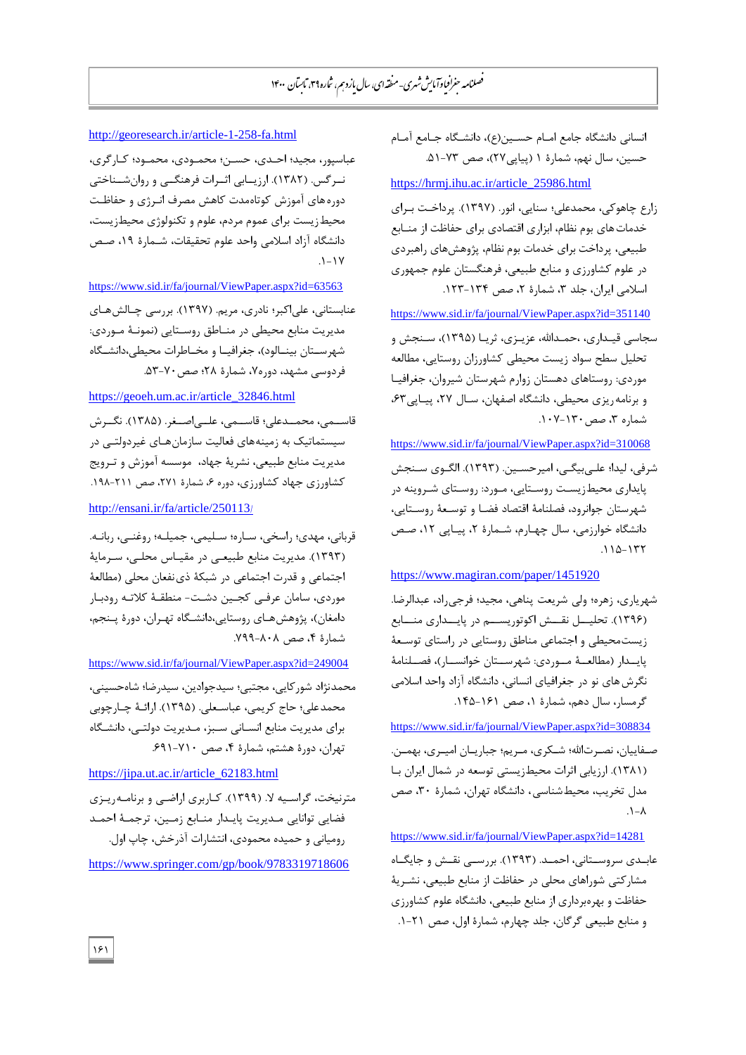انسانی دانشگاه جامع امـام حسـین(ع)، دانشـگاه جـامع آمـام حسین، سال نهم، شمارۀ ۱ (پیاپی۲۷)، صص ۷۳-۵۱.

https://hrmj.ihu.ac.ir/article_25986.html

زارع چاهوکی، محمدعلی؛ سنایی، انور. (۱۳۹۷). پرداخـت بـرای خدمات های بوم نظام، ابزاری اقتصادی برای حفاظت از منـابع طبیعی، پرداخت برای خدمات بوم نظام، پژوهش‌های راهبردی در علوم کشاورزی و منابع طبیعی، فرهنگستان علوم جمهوری اسلامی ایران، جلد ۳، شمارۀ ۲، صص ۱۳۴-۱۲۳.

https://www.sid.ir/fa/journal/ViewPaper.aspx?id=351140

سجاسی قیـداری، ،حمـدالله، عزیـزی، ثریـا (۱۳۹۵)، سـنجش و تحلیل سطح سواد زیست محیطی کشاورزان روستایی، مطالعه موردی: روستاهای دهستان زوارم شهرستان شیروان، جغرافیـا و برنامه‌ریزی محیطی، دانشگاه اصفهان، سـال ۲۷، پیـاپی۶۳، شماره ۳، صص ۱۳۰-۱۰۷.

https://www.sid.ir/fa/journal/ViewPaper.aspx?id=310068

شرفی، لیدا؛ علـی‌بیگـی، امیرحسـین. (۱۳۹۳). الگـوی سـنجش پایداری محیط‌زیسـت روسـتایی، مـورد: روسـتای شـروینه در شهرستان جوانرود، فصلنامۀ اقتصاد فضـا و توسـعۀ روسـتایی، دانشگاه خوارزمی، سال چهـارم، شـمارۀ ۲، پیـاپی ۱۲، صـص ۱۳۲-۱۱۵.

https://www.magiran.com/paper/1451920

شهریاری، زهره؛ ولی شریعت پناهی، مجید؛ فرجی‌راد، عبدالرضا. (۱۳۹۶). تحلیـــل نقـــش اکوتوریســـم در پایـــداری منـــابع زیست‌محیطی و اجتماعی مناطق روستایی در راستای توسـعۀ پایـدار (مطالعـۀ مـوردی: شهرسـتان خوانسـار)، فصـلنامۀ نگرش های نو در جغرافیای انسانی، دانشگاه آزاد واحد اسلامی گرمسار، سال دهم، شمارۀ ۱، صص ۱۶۱-۱۴۵.

https://www.sid.ir/fa/journal/ViewPaper.aspx?id=308834

صـفاییان، نصـرت‌الله؛ شـکری، مـریم؛ جباریـان امیـری، بهمـن. (۱۳۸۱). ارزیابی اثرات محیط‌زیستی توسعه در شمال ایران بـا مدل تخریب، محیط‌شناسی، دانشگاه تهران، شمارۀ ۳۰، صص ۸-۱.

https://www.sid.ir/fa/journal/ViewPaper.aspx?id=14281

عابـدی سروسـتانی، احمـد. (۱۳۹۳). بررسـی نقـش و جایگـاه مشارکتی شوراهای محلی در حفاظت از منابع طبیعی، نشـریۀ حفاظت و بهره‌برداری از منابع طبیعی، دانشگاه علوم کشاورزی و منابع طبیعی گرگان، جلد چهارم، شمارۀ اول، صص ۲۱-۱.

http://georesearch.ir/article-1-258-fa.html

عباسپور، مجید؛ احـدی، حسـن؛ محمـودی، محمـود؛ کـارگری، نـرگس. (۱۳۸۲). ارزیـابی اثـرات فرهنگـی و روان‌شـناختی دوره‌های آموزش کوتاه‌مدت کاهش مصرف انـرژی و حفاظـت محیط‌زیست برای عموم مردم، علوم و تکنولوژی محیط‌زیست، دانشگاه آزاد اسلامی واحد علوم تحقیقات، شـمارۀ ۱۹، صـص ۱۷-۱.

https://www.sid.ir/fa/journal/ViewPaper.aspx?id=63563

عنابستانی، علی‌اکبر؛ نادری، مریم. (۱۳۹۷). بررسی چـالش‌هـای مدیریت منابع محیطی در منـاطق روسـتایی (نمونـۀ مـوردی: شهرسـتان بینـالود)، جغرافیـا و مخـاطرات محیطی،دانشـگاه فردوسی مشهد، دوره۷، شمارۀ ۲۸؛ صص ۷۰-۵۳.

https://geoeh.um.ac.ir/article_32846.html

قاسـمی، محمـدعلی؛ قاسـمی، علـی‌اصـغر. (۱۳۸۵). نگـرش سیستماتیک به زمینه‌های فعالیت سازمان‌هـای غیردولتـی در مدیریت منابع طبیعی، نشریۀ جهاد، موسسه آموزش و تـرویج کشاورزی جهاد کشاورزی، دوره ۶، شمارۀ ۲۷۱، صص ۲۱۱-۱۹۸.

http://ensani.ir/fa/article/250113/

قربانی، مهدی؛ راسخی، سـاره؛ سـلیمی، جمیلـه؛ روغنـی، ربانـه. (۱۳۹۳). مدیریت منابع طبیعـی در مقیـاس محلـی، سـرمایۀ اجتماعی و قدرت اجتماعی در شبکۀ ذی‌نفعان محلی (مطالعۀ موردی، سامان عرفـی کجـین دشـت- منطقـۀ کلاتـه رودبـار دامغان)، پژوهش‌هـای روستایی،دانشـگاه تهـران، دورۀ پـنجم، شمارۀ ۴، صص ۸۰۸-۷۹۹.

https://www.sid.ir/fa/journal/ViewPaper.aspx?id=249004

محمدنژاد شورکایی، مجتبی؛ سیدجوادین، سیدرضا؛ شاه‌حسینی، محمدعلی؛ حاج کریمی، عباسـعلی. (۱۳۹۵). ارائـۀ چـارچوبی برای مدیریت منابع انسـانی سـبز، مـدیریت دولتـی، دانشـگاه تهران، دورۀ هشتم، شمارۀ ۴، صص ۷۱۰-۶۹۱.

https://jipa.ut.ac.ir/article_62183.html

مترنیخت، گراسـیه لا. (۱۳۹۹). کـاربری اراضـی و برنامـه‌ریـزی فضایی توانایی مـدیریت پایـدار منـابع زمـین، ترجمـۀ احمـد رومیانی و حمیده محمودی، انتشارات آذرخش، چاپ اول.

https://www.springer.com/gp/book/9783319718606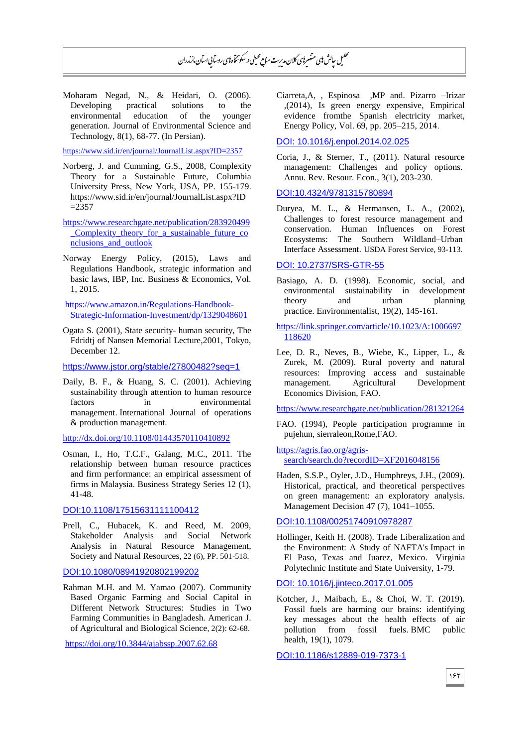Moharam Negad, N., & Heidari, O. (2006). Developing practical solutions to the environmental education of the younger generation. Journal of Environmental Science and Technology, 8(1), 68-77. (In Persian).

https://www.sid.ir/en/journal/JournalList.aspx?ID=2357

Norberg, J. and Cumming, G.S., 2008, Complexity Theory for a Sustainable Future, Columbia University Press, New York, USA, PP. 155-179. https://www.sid.ir/en/journal/JournalList.aspx?ID=2357

https://www.researchgate.net/publication/283920499_Complexity_theory_for_a_sustainable_future_conclusions_and_outlook

Norway Energy Policy, (2015), Laws and Regulations Handbook, strategic information and basic laws, IBP, Inc. Business & Economics, Vol. 1, 2015.

https://www.amazon.in/Regulations-Handbook-Strategic-Information-Investment/dp/1329048601

Ogata S. (2001), State security- human security, The Fdridtj of Nansen Memorial Lecture,2001, Tokyo, December 12.

https://www.jstor.org/stable/27800482?seq=1

Daily, B. F., & Huang, S. C. (2001). Achieving sustainability through attention to human resource factors in environmental management. International Journal of operations & production management.

http://dx.doi.org/10.1108/01443570110410892

Osman, I., Ho, T.C.F., Galang, M.C., 2011. The relationship between human resource practices and firm performance: an empirical assessment of firms in Malaysia. Business Strategy Series 12 (1), 41-48.

DOI:10.1108/17515631111100412

Prell, C., Hubacek, K. and Reed, M. 2009, Stakeholder Analysis and Social Network Analysis in Natural Resource Management, Society and Natural Resources, 22 (6), PP. 501-518.

DOI:10.1080/08941920802199202

Rahman M.H. and M. Yamao (2007). Community Based Organic Farming and Social Capital in Different Network Structures: Studies in Two Farming Communities in Bangladesh. American J. of Agricultural and Biological Science, 2(2): 62-68.

https://doi.org/10.3844/ajabssp.2007.62.68

Ciarreta,A, , Espinosa ,MP and. Pizarro –Irizar ,(2014), Is green energy expensive, Empirical evidence fromthe Spanish electricity market, Energy Policy, Vol. 69, pp. 205–215, 2014.

DOI: 10.1016/j.enpol.2014.02.025

Coria, J., & Sterner, T., (2011). Natural resource management: Challenges and policy options. Annu. Rev. Resour. Econ., 3(1), 203-230.

DOI:10.4324/9781315780894

Duryea, M. L., & Hermansen, L. A., (2002), Challenges to forest resource management and conservation. Human Influences on Forest Ecosystems: The Southern Wildland–Urban Interface Assessment. USDA Forest Service, 93-113.

DOI: 10.2737/SRS-GTR-55

Basiago, A. D. (1998). Economic, social, and environmental sustainability in development theory and urban planning practice. Environmentalist, 19(2), 145-161.

https://link.springer.com/article/10.1023/A:1006697118620

Lee, D. R., Neves, B., Wiebe, K., Lipper, L., & Zurek, M. (2009). Rural poverty and natural resources: Improving access and sustainable management. Agricultural Development Economics Division, FAO.

https://www.researchgate.net/publication/281321264

FAO. (1994), People participation programme in pujehun, sierraleon,Rome,FAO.

https://agris.fao.org/agris-search/search.do?recordID=XF2016048156

Haden, S.S.P., Oyler, J.D., Humphreys, J.H., (2009). Historical, practical, and theoretical perspectives on green management: an exploratory analysis. Management Decision 47 (7), 1041–1055.

DOI:10.1108/00251740910978287

Hollinger, Keith H. (2008). Trade Liberalization and the Environment: A Study of NAFTA's Impact in El Paso, Texas and Juarez, Mexico. Virginia Polytechnic Institute and State University, 1-79.

DOI: 10.1016/j.jinteco.2017.01.005

Kotcher, J., Maibach, E., & Choi, W. T. (2019). Fossil fuels are harming our brains: identifying key messages about the health effects of air pollution from fossil fuels. BMC public health, 19(1), 1079.

DOI:10.1186/s12889-019-7373-1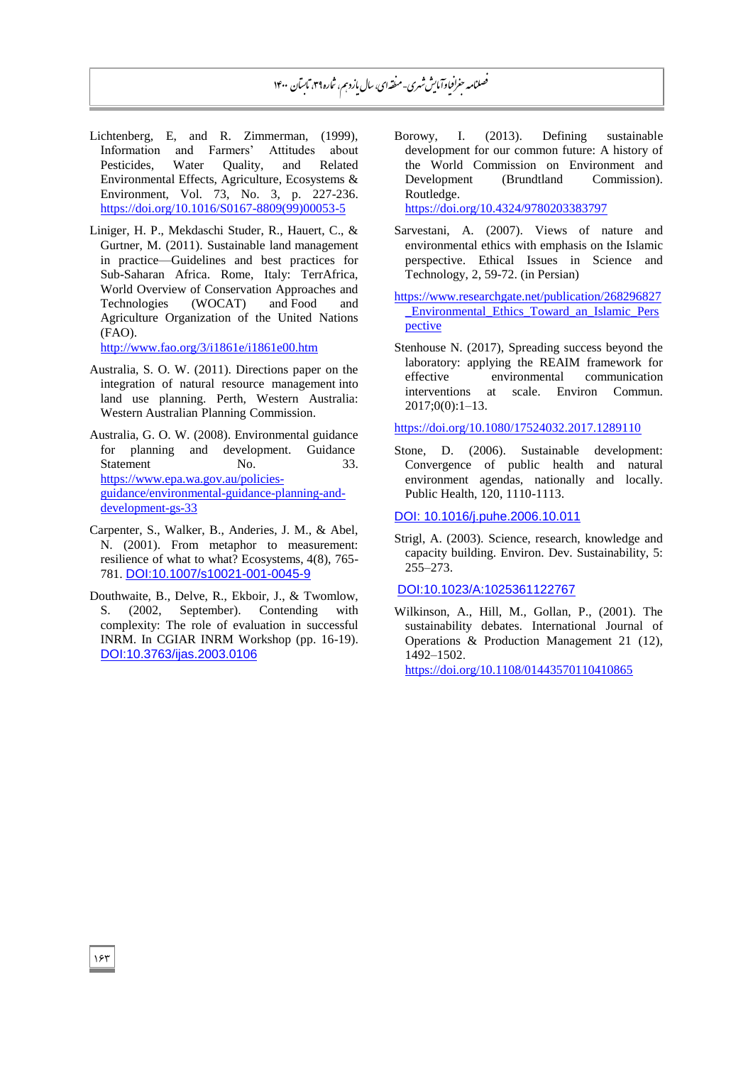Lichtenberg, E, and R. Zimmerman, (1999), Information and Farmers' Attitudes about Pesticides, Water Quality, and Related Environmental Effects, Agriculture, Ecosystems & Environment, Vol. 73, No. 3, p. 227-236. https://doi.org/10.1016/S0167-8809(99)00053-5

Liniger, H. P., Mekdaschi Studer, R., Hauert, C., & Gurtner, M. (2011). Sustainable land management in practice—Guidelines and best practices for Sub-Saharan Africa. Rome, Italy: TerrAfrica, World Overview of Conservation Approaches and Technologies (WOCAT) and Food and Agriculture Organization of the United Nations (FAO). http://www.fao.org/3/i1861e/i1861e00.htm

Australia, S. O. W. (2011). Directions paper on the integration of natural resource management into land use planning. Perth, Western Australia: Western Australian Planning Commission.

Australia, G. O. W. (2008). Environmental guidance for planning and development. Guidance Statement No. 33. https://www.epa.wa.gov.au/policies-guidance/environmental-guidance-planning-and-development-gs-33

Carpenter, S., Walker, B., Anderies, J. M., & Abel, N. (2001). From metaphor to measurement: resilience of what to what? Ecosystems, 4(8), 765-781. DOI:10.1007/s10021-001-0045-9

Douthwaite, B., Delve, R., Ekboir, J., & Twomlow, S. (2002, September). Contending with complexity: The role of evaluation in successful INRM. In CGIAR INRM Workshop (pp. 16-19). DOI:10.3763/ijas.2003.0106

Borowy, I. (2013). Defining sustainable development for our common future: A history of the World Commission on Environment and Development (Brundtland Commission). Routledge. https://doi.org/10.4324/9780203383797

Sarvestani, A. (2007). Views of nature and environmental ethics with emphasis on the Islamic perspective. Ethical Issues in Science and Technology, 2, 59-72. (in Persian)

https://www.researchgate.net/publication/268296827_Environmental_Ethics_Toward_an_Islamic_Perspective

Stenhouse N. (2017), Spreading success beyond the laboratory: applying the REAIM framework for effective environmental communication interventions at scale. Environ Commun. 2017;0(0):1–13.

https://doi.org/10.1080/17524032.2017.1289110

Stone, D. (2006). Sustainable development: Convergence of public health and natural environment agendas, nationally and locally. Public Health, 120, 1110-1113.

DOI: 10.1016/j.puhe.2006.10.011

Strigl, A. (2003). Science, research, knowledge and capacity building. Environ. Dev. Sustainability, 5: 255–273.

DOI:10.1023/A:1025361122767

Wilkinson, A., Hill, M., Gollan, P., (2001). The sustainability debates. International Journal of Operations & Production Management 21 (12), 1492–1502. https://doi.org/10.1108/01443570110410865